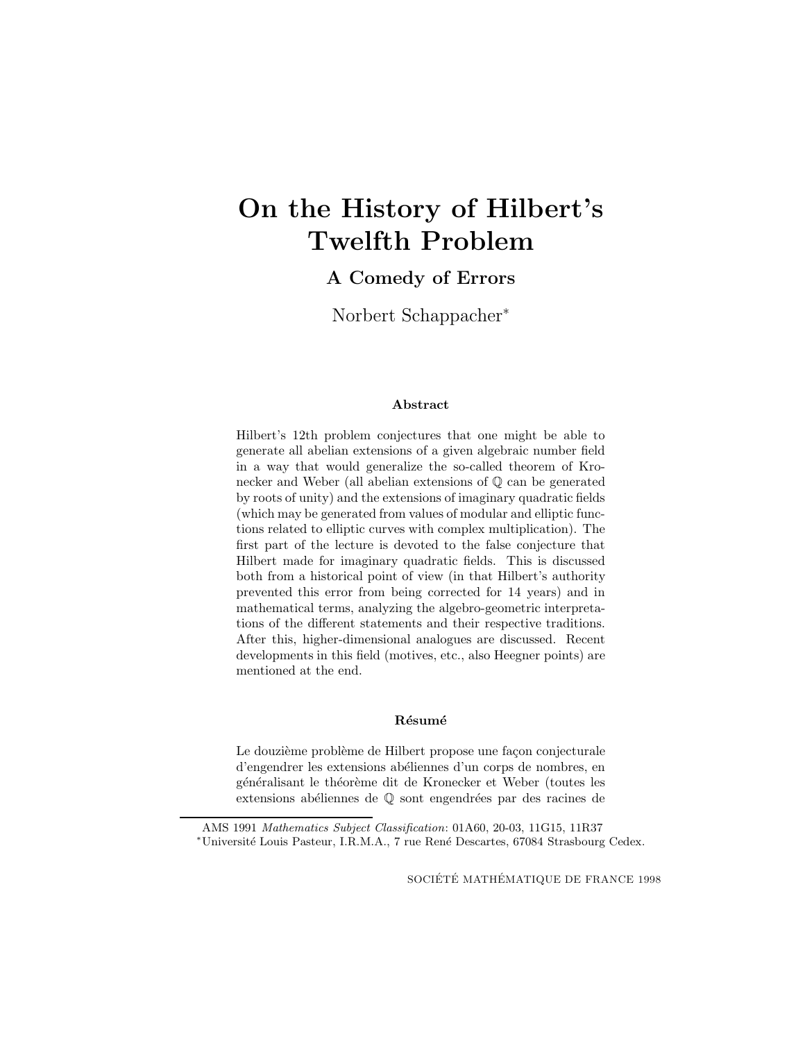# On the History of Hilbert's Twelfth Problem

## A Comedy of Errors

Norbert Schappacher*

### Abstract

Hilbert's 12th problem conjectures that one might be able to generate all abelian extensions of a given algebraic number field in a way that would generalize the so-called theorem of Kronecker and Weber (all abelian extensions of $\mathbb{Q}$ can be generated by roots of unity) and the extensions of imaginary quadratic fields (which may be generated from values of modular and elliptic functions related to elliptic curves with complex multiplication). The first part of the lecture is devoted to the false conjecture that Hilbert made for imaginary quadratic fields. This is discussed both from a historical point of view (in that Hilbert's authority prevented this error from being corrected for 14 years) and in mathematical terms, analyzing the algebro-geometric interpretations of the different statements and their respective traditions. After this, higher-dimensional analogues are discussed. Recent developments in this field (motives, etc., also Heegner points) are mentioned at the end.

### Résumé

Le douzième problème de Hilbert propose une façon conjecturale d'engendrer les extensions abéliennes d'un corps de nombres, en généralisant le théorème dit de Kronecker et Weber (toutes les extensions abéliennes de $\mathbb{Q}$ sont engendrées par des racines de

---

AMS 1991 *Mathematics Subject Classification*: 01A60, 20-03, 11G15, 11R37

*Université Louis Pasteur, I.R.M.A., 7 rue René Descartes, 67084 Strasbourg Cedex.

SOCIÉTÉ MATHÉMATIQUE DE FRANCE 1998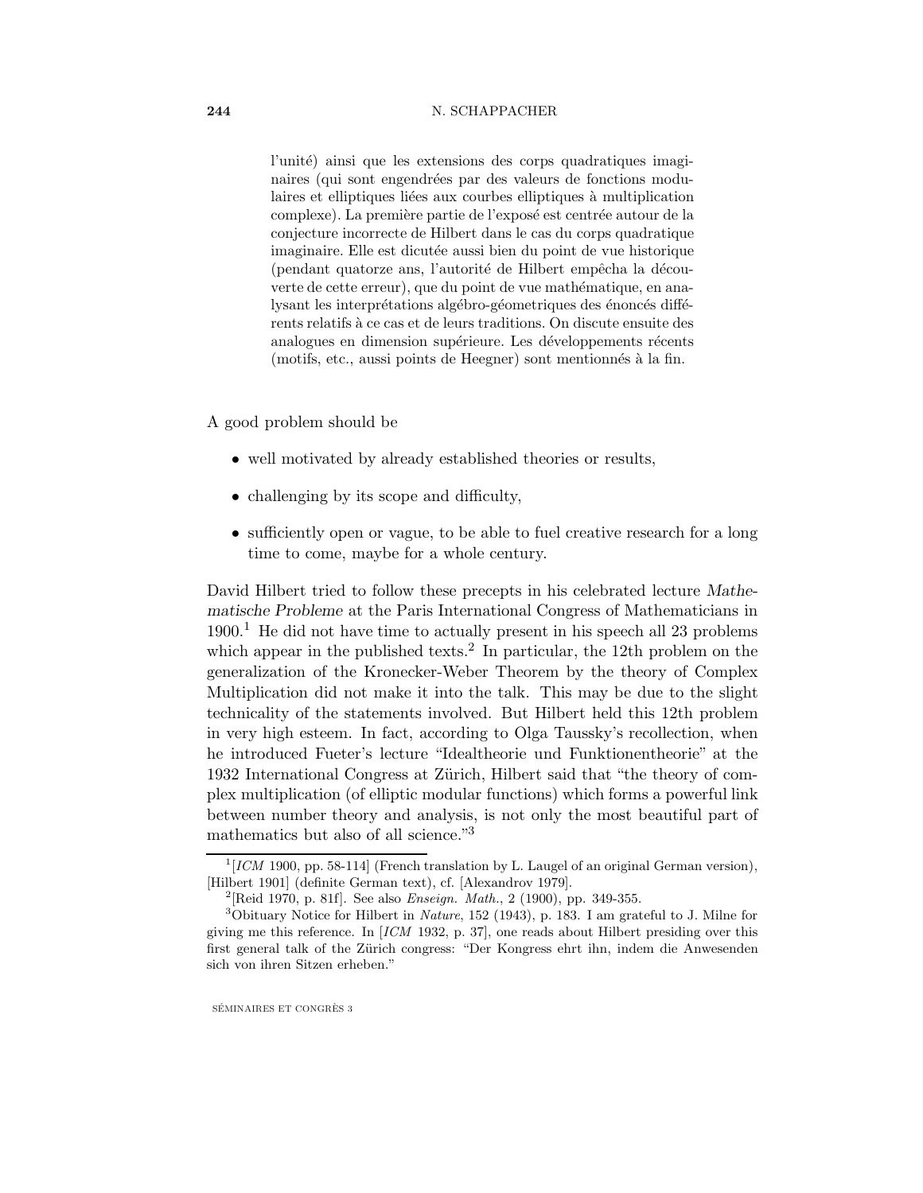l'unité) ainsi que les extensions des corps quadratiques imaginaires (qui sont engendrées par des valeurs de fonctions modulaires et elliptiques liées aux courbes elliptiques à multiplication complexe). La première partie de l'exposé est centrée autour de la conjecture incorrecte de Hilbert dans le cas du corps quadratique imaginaire. Elle est dicutée aussi bien du point de vue historique (pendant quatorze ans, l'autorité de Hilbert empêcha la découverte de cette erreur), que du point de vue mathématique, en analysant les interprétations algébro-géometriques des énoncés différents relatifs à ce cas et de leurs traditions. On discute ensuite des analogues en dimension supérieure. Les développements récents (motifs, etc., aussi points de Heegner) sont mentionnés à la fin.

A good problem should be

- well motivated by already established theories or results,
- challenging by its scope and difficulty,
- sufficiently open or vague, to be able to fuel creative research for a long time to come, maybe for a whole century.

David Hilbert tried to follow these precepts in his celebrated lecture *Mathematische Probleme* at the Paris International Congress of Mathematicians in 1900.[1] He did not have time to actually present in his speech all 23 problems which appear in the published texts.[2] In particular, the 12th problem on the generalization of the Kronecker-Weber Theorem by the theory of Complex Multiplication did not make it into the talk. This may be due to the slight technicality of the statements involved. But Hilbert held this 12th problem in very high esteem. In fact, according to Olga Taussky's recollection, when he introduced Fueter's lecture "Idealtheorie und Funktionentheorie" at the 1932 International Congress at Zürich, Hilbert said that "the theory of complex multiplication (of elliptic modular functions) which forms a powerful link between number theory and analysis, is not only the most beautiful part of mathematics but also of all science."[3]

[1] [*ICM* 1900, pp. 58-114] (French translation by L. Laugel of an original German version), [Hilbert 1901] (definite German text), cf. [Alexandrov 1979].

[2] [Reid 1970, p. 81f]. See also *Enseign. Math.*, 2 (1900), pp. 349-355.

[3] Obituary Notice for Hilbert in *Nature*, 152 (1943), p. 183. I am grateful to J. Milne for giving me this reference. In [*ICM* 1932, p. 37], one reads about Hilbert presiding over this first general talk of the Zürich congress: "Der Kongress ehrt ihn, indem die Anwesenden sich von ihren Sitzen erheben."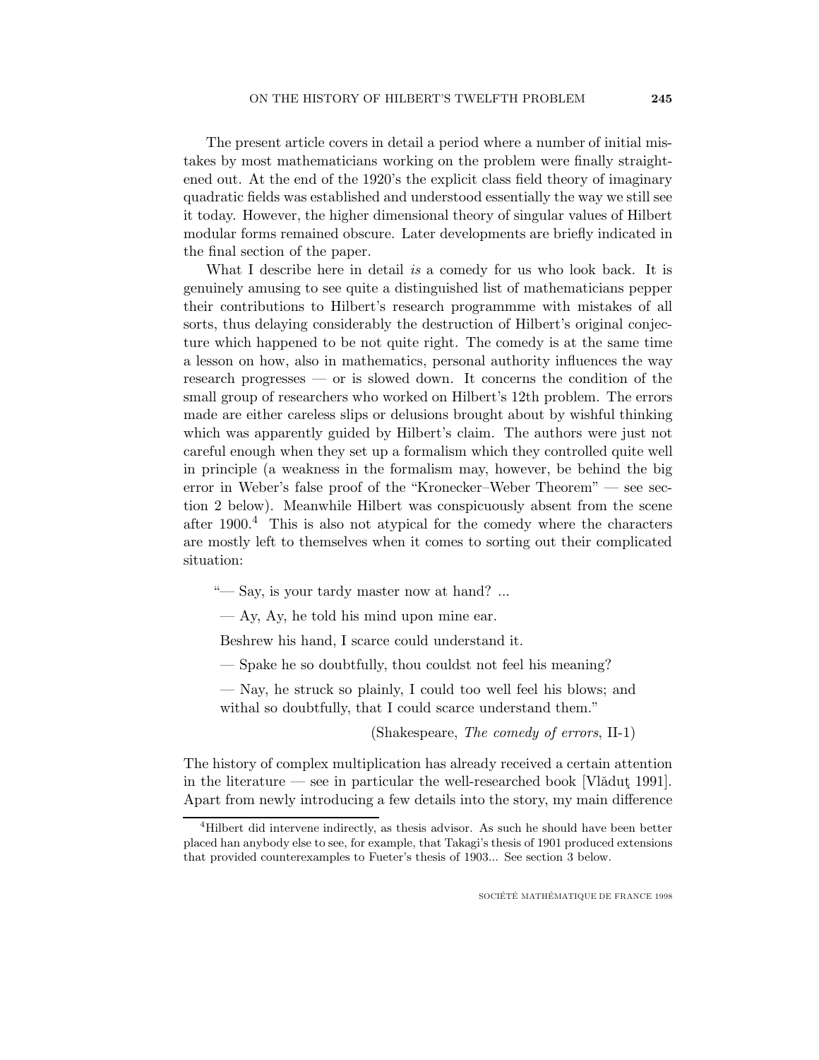The present article covers in detail a period where a number of initial mistakes by most mathematicians working on the problem were finally straightened out. At the end of the 1920's the explicit class field theory of imaginary quadratic fields was established and understood essentially the way we still see it today. However, the higher dimensional theory of singular values of Hilbert modular forms remained obscure. Later developments are briefly indicated in the final section of the paper.

What I describe here in detail *is* a comedy for us who look back. It is genuinely amusing to see quite a distinguished list of mathematicians pepper their contributions to Hilbert's research programmme with mistakes of all sorts, thus delaying considerably the destruction of Hilbert's original conjecture which happened to be not quite right. The comedy is at the same time a lesson on how, also in mathematics, personal authority influences the way research progresses — or is slowed down. It concerns the condition of the small group of researchers who worked on Hilbert's 12th problem. The errors made are either careless slips or delusions brought about by wishful thinking which was apparently guided by Hilbert's claim. The authors were just not careful enough when they set up a formalism which they controlled quite well in principle (a weakness in the formalism may, however, be behind the big error in Weber's false proof of the "Kronecker–Weber Theorem" — see section 2 below). Meanwhile Hilbert was conspicuously absent from the scene after 1900.[4] This is also not atypical for the comedy where the characters are mostly left to themselves when it comes to sorting out their complicated situation:

> "— Say, is your tardy master now at hand? ...
>
> — Ay, Ay, he told his mind upon mine ear.
>
> Beshrew his hand, I scarce could understand it.
>
> — Spake he so doubtfully, thou couldst not feel his meaning?
>
> — Nay, he struck so plainly, I could too well feel his blows; and withal so doubtfully, that I could scarce understand them."
>
> (Shakespeare, *The comedy of errors*, II-1)

The history of complex multiplication has already received a certain attention in the literature — see in particular the well-researched book [Vlăduţ 1991]. Apart from newly introducing a few details into the story, my main difference

---

[4] Hilbert did intervene indirectly, as thesis advisor. As such he should have been better placed han anybody else to see, for example, that Takagi's thesis of 1901 produced extensions that provided counterexamples to Fueter's thesis of 1903... See section 3 below.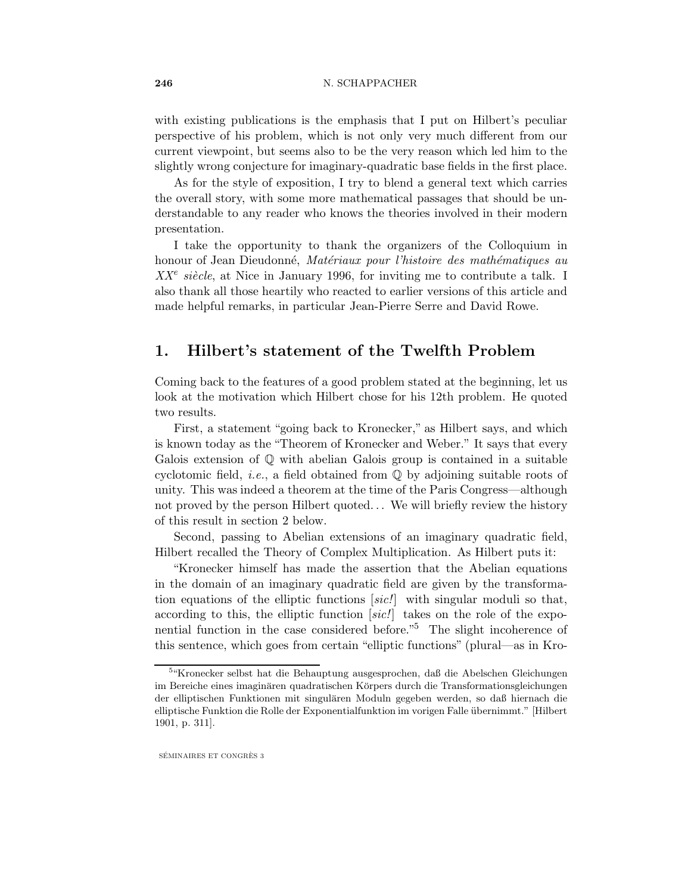with existing publications is the emphasis that I put on Hilbert's peculiar perspective of his problem, which is not only very much different from our current viewpoint, but seems also to be the very reason which led him to the slightly wrong conjecture for imaginary-quadratic base fields in the first place.

As for the style of exposition, I try to blend a general text which carries the overall story, with some more mathematical passages that should be understandable to any reader who knows the theories involved in their modern presentation.

I take the opportunity to thank the organizers of the Colloquium in honour of Jean Dieudonné, *Matériaux pour l'histoire des mathématiques au XX$^e$ siècle*, at Nice in January 1996, for inviting me to contribute a talk. I also thank all those heartily who reacted to earlier versions of this article and made helpful remarks, in particular Jean-Pierre Serre and David Rowe.

## 1. Hilbert's statement of the Twelfth Problem

Coming back to the features of a good problem stated at the beginning, let us look at the motivation which Hilbert chose for his 12th problem. He quoted two results.

First, a statement "going back to Kronecker," as Hilbert says, and which is known today as the "Theorem of Kronecker and Weber." It says that every Galois extension of $\mathbb{Q}$ with abelian Galois group is contained in a suitable cyclotomic field, *i.e.*, a field obtained from $\mathbb{Q}$ by adjoining suitable roots of unity. This was indeed a theorem at the time of the Paris Congress—although not proved by the person Hilbert quoted... We will briefly review the history of this result in section 2 below.

Second, passing to Abelian extensions of an imaginary quadratic field, Hilbert recalled the Theory of Complex Multiplication. As Hilbert puts it:

"Kronecker himself has made the assertion that the Abelian equations in the domain of an imaginary quadratic field are given by the transformation equations of the elliptic functions [*sic!*] with singular moduli so that, according to this, the elliptic function [*sic!*] takes on the role of the exponential function in the case considered before."[5] The slight incoherence of this sentence, which goes from certain "elliptic functions" (plural—as in Kro-

[5]"Kronecker selbst hat die Behauptung ausgesprochen, daß die Abelschen Gleichungen im Bereiche eines imaginären quadratischen Körpers durch die Transformationsgleichungen der elliptischen Funktionen mit singulären Moduln gegeben werden, so daß hiernach die elliptische Funktion die Rolle der Exponentialfunktion im vorigen Falle übernimmt." [Hilbert 1901, p. 311].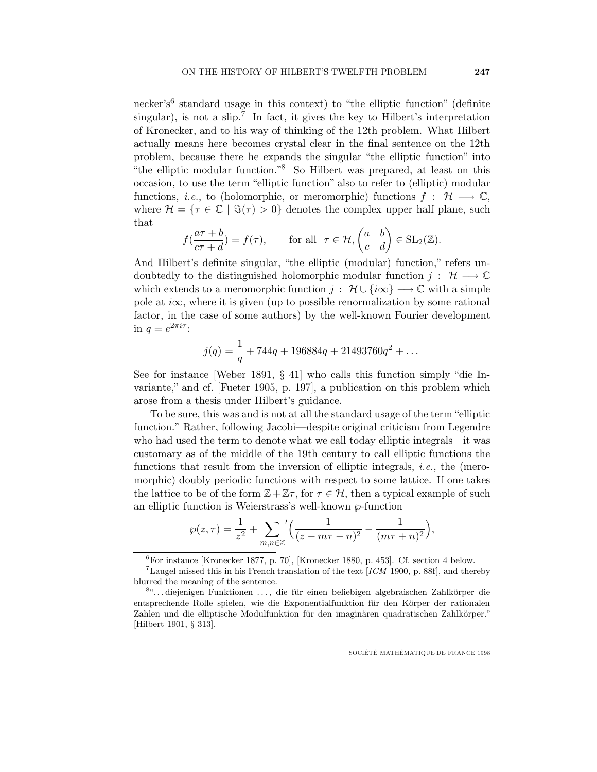necker's[6] standard usage in this context) to "the elliptic function" (definite singular), is not a slip.[7] In fact, it gives the key to Hilbert's interpretation of Kronecker, and to his way of thinking of the 12th problem. What Hilbert actually means here becomes crystal clear in the final sentence on the 12th problem, because there he expands the singular "the elliptic function" into "the elliptic modular function."[8] So Hilbert was prepared, at least on this occasion, to use the term "elliptic function" also to refer to (elliptic) modular functions, *i.e.*, to (holomorphic, or meromorphic) functions $f : \mathcal{H} \longrightarrow \mathbb{C}$, where $\mathcal{H} = \{\tau \in \mathbb{C} \mid \Im(\tau) > 0\}$ denotes the complex upper half plane, such that

$$f(\frac{a\tau + b}{c\tau + d}) = f(\tau), \qquad \text{for all } \ \tau \in \mathcal{H}, \begin{pmatrix} a & b \\ c & d \end{pmatrix} \in \mathrm{SL}_2(\mathbb{Z}).$$

And Hilbert's definite singular, "the elliptic (modular) function," refers undoubtedly to the distinguished holomorphic modular function $j : \mathcal{H} \longrightarrow \mathbb{C}$ which extends to a meromorphic function $j : \mathcal{H} \cup \{i\infty\} \longrightarrow \mathbb{C}$ with a simple pole at $i\infty$, where it is given (up to possible renormalization by some rational factor, in the case of some authors) by the well-known Fourier development in $q = e^{2\pi i \tau}$:

$$j(q) = \frac{1}{q} + 744q + 196884q + 21493760q^2 + \dots$$

See for instance [Weber 1891, § 41] who calls this function simply "die Invariante," and cf. [Fueter 1905, p. 197], a publication on this problem which arose from a thesis under Hilbert's guidance.

To be sure, this was and is not at all the standard usage of the term "elliptic function." Rather, following Jacobi—despite original criticism from Legendre who had used the term to denote what we call today elliptic integrals—it was customary as of the middle of the 19th century to call elliptic functions the functions that result from the inversion of elliptic integrals, *i.e.*, the (meromorphic) doubly periodic functions with respect to some lattice. If one takes the lattice to be of the form $\mathbb{Z} + \mathbb{Z}\tau$, for $\tau \in \mathcal{H}$, then a typical example of such an elliptic function is Weierstrass's well-known $\wp$-function

$$\wp(z, \tau) = \frac{1}{z^2} + \sum_{m,n \in \mathbb{Z}}{}' \Big( \frac{1}{(z - m\tau - n)^2} - \frac{1}{(m\tau + n)^2} \Big),$$

---

[6] For instance [Kronecker 1877, p. 70], [Kronecker 1880, p. 453]. Cf. section 4 below.

[7] Laugel missed this in his French translation of the text [*ICM* 1900, p. 88f], and thereby blurred the meaning of the sentence.

[8] "... diejenigen Funktionen ..., die für einen beliebigen algebraischen Zahlkörper die entsprechende Rolle spielen, wie die Exponentialfunktion für den Körper der rationalen Zahlen und die elliptische Modulfunktion für den imaginären quadratischen Zahlkörper." [Hilbert 1901, § 313].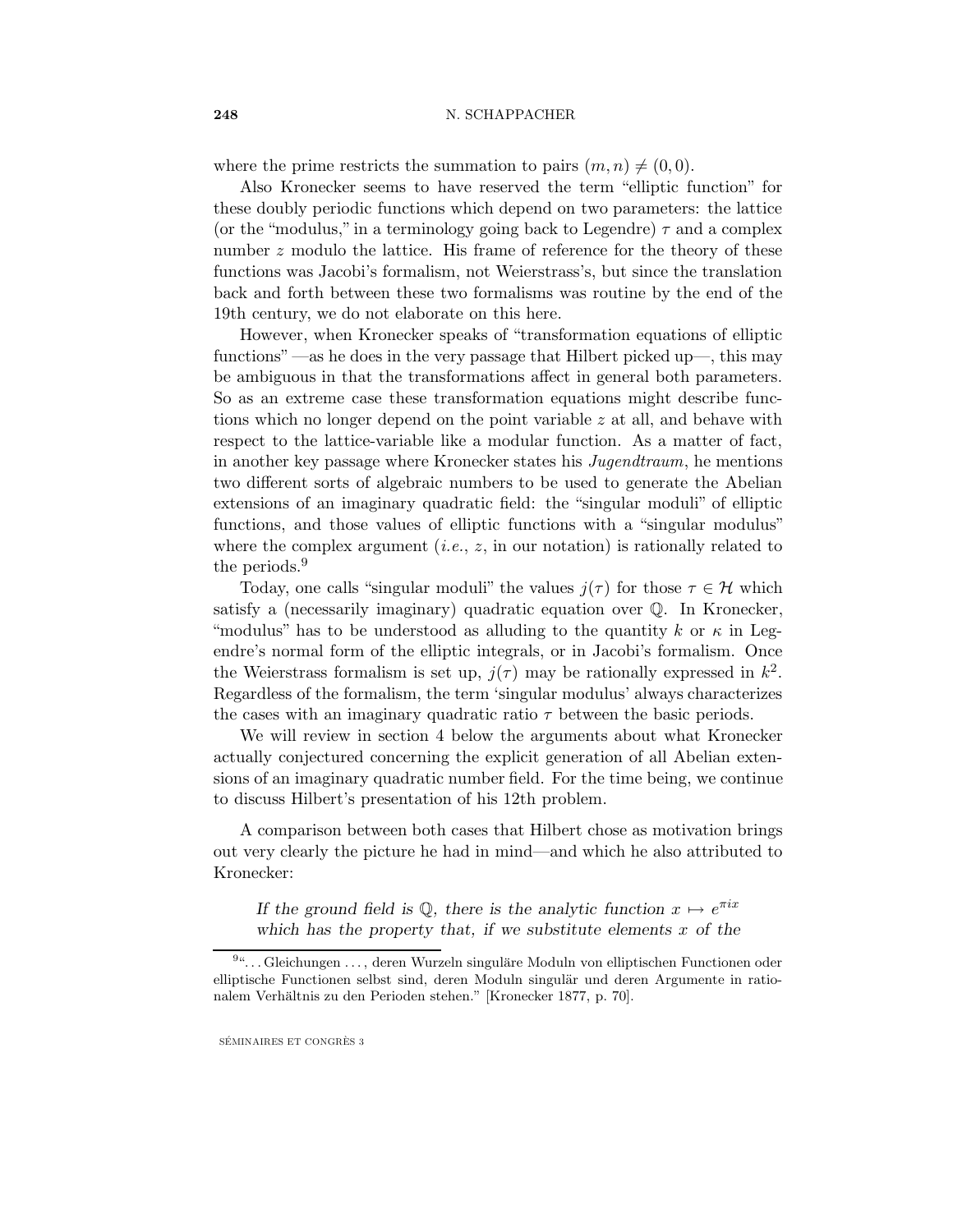where the prime restricts the summation to pairs $(m, n) \neq (0, 0)$.

Also Kronecker seems to have reserved the term "elliptic function" for these doubly periodic functions which depend on two parameters: the lattice (or the "modulus," in a terminology going back to Legendre) $\tau$ and a complex number $z$ modulo the lattice. His frame of reference for the theory of these functions was Jacobi's formalism, not Weierstrass's, but since the translation back and forth between these two formalisms was routine by the end of the 19th century, we do not elaborate on this here.

However, when Kronecker speaks of "transformation equations of elliptic functions" —as he does in the very passage that Hilbert picked up—, this may be ambiguous in that the transformations affect in general both parameters. So as an extreme case these transformation equations might describe functions which no longer depend on the point variable $z$ at all, and behave with respect to the lattice-variable like a modular function. As a matter of fact, in another key passage where Kronecker states his *Jugendtraum*, he mentions two different sorts of algebraic numbers to be used to generate the Abelian extensions of an imaginary quadratic field: the "singular moduli" of elliptic functions, and those values of elliptic functions with a "singular modulus" where the complex argument (*i.e.*, $z$, in our notation) is rationally related to the periods.[9]

Today, one calls "singular moduli" the values $j(\tau)$ for those $\tau \in \mathcal{H}$ which satisfy a (necessarily imaginary) quadratic equation over $\mathbb{Q}$. In Kronecker, "modulus" has to be understood as alluding to the quantity $k$ or $\kappa$ in Legendre's normal form of the elliptic integrals, or in Jacobi's formalism. Once the Weierstrass formalism is set up, $j(\tau)$ may be rationally expressed in $k^2$. Regardless of the formalism, the term 'singular modulus' always characterizes the cases with an imaginary quadratic ratio $\tau$ between the basic periods.

We will review in section 4 below the arguments about what Kronecker actually conjectured concerning the explicit generation of all Abelian extensions of an imaginary quadratic number field. For the time being, we continue to discuss Hilbert's presentation of his 12th problem.

A comparison between both cases that Hilbert chose as motivation brings out very clearly the picture he had in mind—and which he also attributed to Kronecker:

> *If the ground field is $\mathbb{Q}$, there is the analytic function $x \mapsto e^{\pi i x}$ which has the property that, if we substitute elements $x$ of the*

[9] "... Gleichungen ..., deren Wurzeln singuläre Moduln von elliptischen Functionen oder elliptische Functionen selbst sind, deren Moduln singulär und deren Argumente in rationalem Verhältnis zu den Perioden stehen." [Kronecker 1877, p. 70].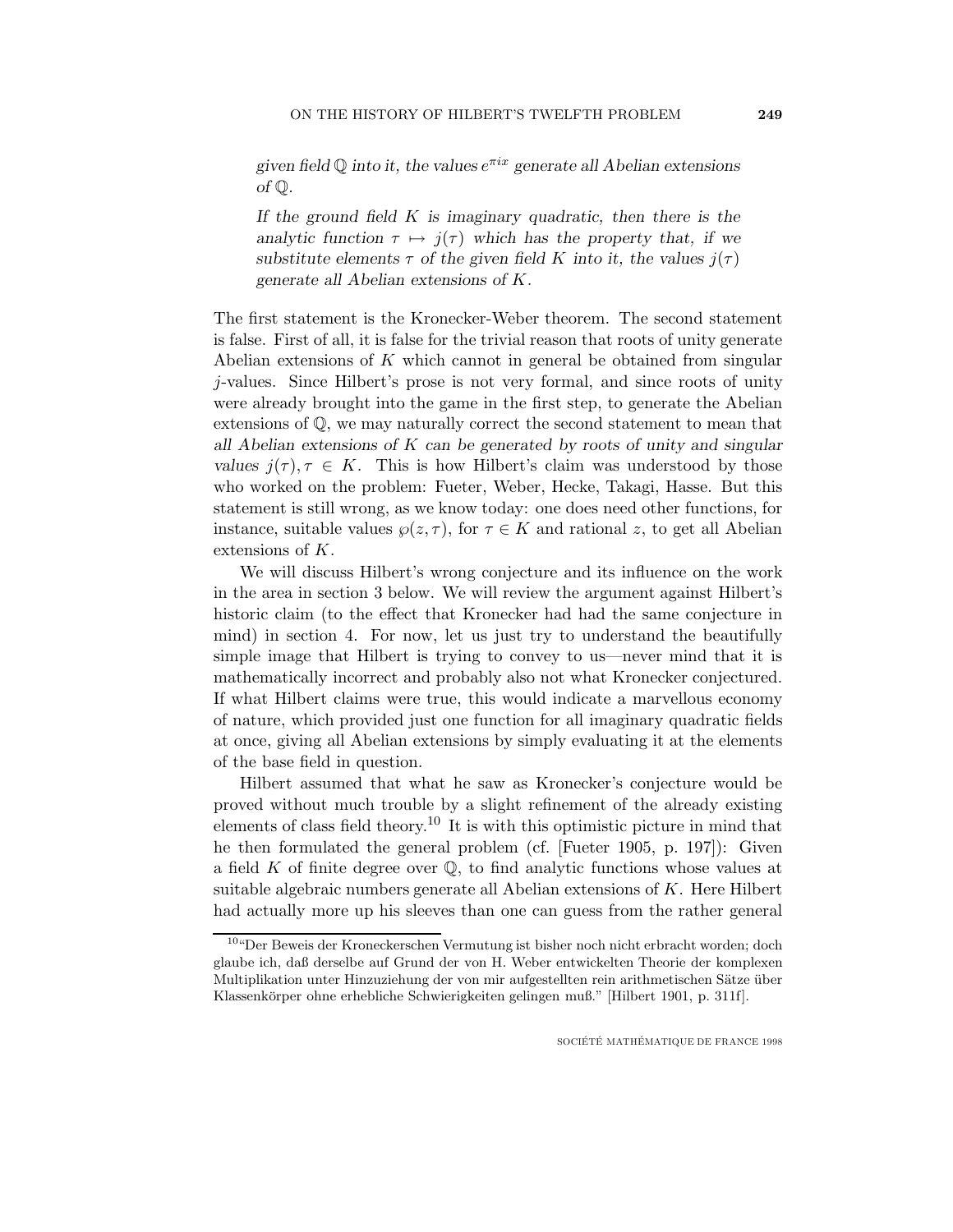*given field $\mathbb{Q}$ into it, the values $e^{\pi i x}$ generate all Abelian extensions of $\mathbb{Q}$.*

*If the ground field $K$ is imaginary quadratic, then there is the analytic function $\tau \mapsto j(\tau)$ which has the property that, if we substitute elements $\tau$ of the given field $K$ into it, the values $j(\tau)$ generate all Abelian extensions of $K$.*

The first statement is the Kronecker-Weber theorem. The second statement is false. First of all, it is false for the trivial reason that roots of unity generate Abelian extensions of $K$ which cannot in general be obtained from singular $j$-values. Since Hilbert's prose is not very formal, and since roots of unity were already brought into the game in the first step, to generate the Abelian extensions of $\mathbb{Q}$, we may naturally correct the second statement to mean that *all Abelian extensions of $K$ can be generated by roots of unity and singular values $j(\tau), \tau \in K$.* This is how Hilbert's claim was understood by those who worked on the problem: Fueter, Weber, Hecke, Takagi, Hasse. But this statement is still wrong, as we know today: one does need other functions, for instance, suitable values $\wp(z, \tau)$, for $\tau \in K$ and rational $z$, to get all Abelian extensions of $K$.

We will discuss Hilbert's wrong conjecture and its influence on the work in the area in section 3 below. We will review the argument against Hilbert's historic claim (to the effect that Kronecker had had the same conjecture in mind) in section 4. For now, let us just try to understand the beautifully simple image that Hilbert is trying to convey to us—never mind that it is mathematically incorrect and probably also not what Kronecker conjectured. If what Hilbert claims were true, this would indicate a marvellous economy of nature, which provided just one function for all imaginary quadratic fields at once, giving all Abelian extensions by simply evaluating it at the elements of the base field in question.

Hilbert assumed that what he saw as Kronecker's conjecture would be proved without much trouble by a slight refinement of the already existing elements of class field theory.[10] It is with this optimistic picture in mind that he then formulated the general problem (cf. [Fueter 1905, p. 197]): Given a field $K$ of finite degree over $\mathbb{Q}$, to find analytic functions whose values at suitable algebraic numbers generate all Abelian extensions of $K$. Here Hilbert had actually more up his sleeves than one can guess from the rather general

[10] "Der Beweis der Kroneckerschen Vermutung ist bisher noch nicht erbracht worden; doch glaube ich, daß derselbe auf Grund der von H. Weber entwickelten Theorie der komplexen Multiplikation unter Hinzuziehung der von mir aufgestellten rein arithmetischen Sätze über Klassenkörper ohne erhebliche Schwierigkeiten gelingen muß." [Hilbert 1901, p. 311f].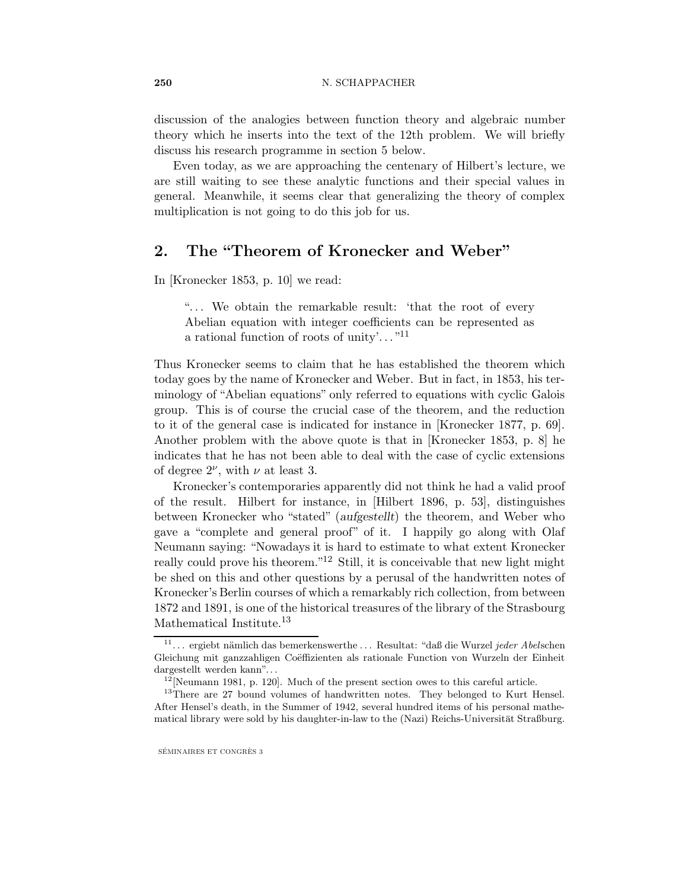discussion of the analogies between function theory and algebraic number theory which he inserts into the text of the 12th problem. We will briefly discuss his research programme in section 5 below.

Even today, as we are approaching the centenary of Hilbert's lecture, we are still waiting to see these analytic functions and their special values in general. Meanwhile, it seems clear that generalizing the theory of complex multiplication is not going to do this job for us.

## 2. The "Theorem of Kronecker and Weber"

In [Kronecker 1853, p. 10] we read:

> "... We obtain the remarkable result: 'that the root of every Abelian equation with integer coefficients can be represented as a rational function of roots of unity'..."[11]

Thus Kronecker seems to claim that he has established the theorem which today goes by the name of Kronecker and Weber. But in fact, in 1853, his terminology of "Abelian equations" only referred to equations with cyclic Galois group. This is of course the crucial case of the theorem, and the reduction to it of the general case is indicated for instance in [Kronecker 1877, p. 69]. Another problem with the above quote is that in [Kronecker 1853, p. 8] he indicates that he has not been able to deal with the case of cyclic extensions of degree $2^\nu$, with $\nu$ at least 3.

Kronecker's contemporaries apparently did not think he had a valid proof of the result. Hilbert for instance, in [Hilbert 1896, p. 53], distinguishes between Kronecker who "stated" (*aufgestellt*) the theorem, and Weber who gave a "complete and general proof" of it. I happily go along with Olaf Neumann saying: "Nowadays it is hard to estimate to what extent Kronecker really could prove his theorem."[12] Still, it is conceivable that new light might be shed on this and other questions by a perusal of the handwritten notes of Kronecker's Berlin courses of which a remarkably rich collection, from between 1872 and 1891, is one of the historical treasures of the library of the Strasbourg Mathematical Institute.[13]

---

[11] ... ergiebt nämlich das bemerkenswerthe ... Resultat: "daß die Wurzel *jeder Abel*schen Gleichung mit ganzzahligen Coëffizienten als rationale Function von Wurzeln der Einheit dargestellt werden kann"...

[12] [Neumann 1981, p. 120]. Much of the present section owes to this careful article.

[13] There are 27 bound volumes of handwritten notes. They belonged to Kurt Hensel. After Hensel's death, in the Summer of 1942, several hundred items of his personal mathematical library were sold by his daughter-in-law to the (Nazi) Reichs-Universität Straßburg.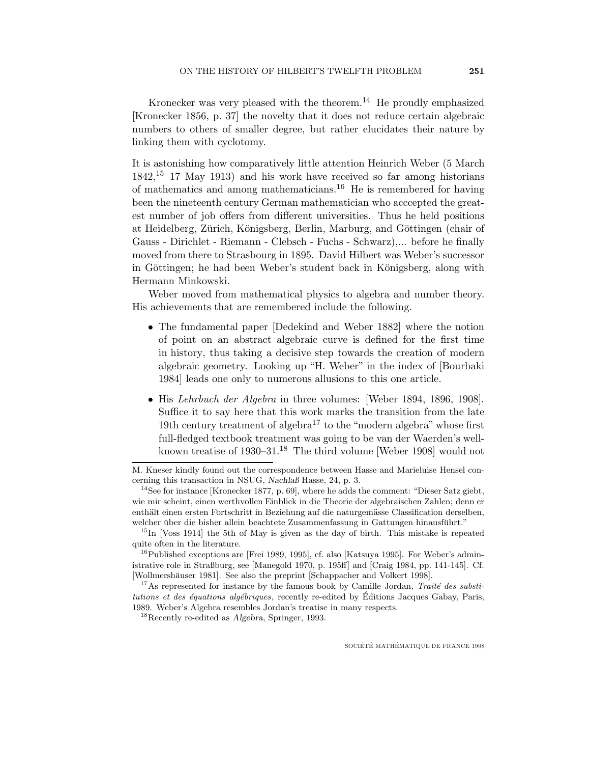Kronecker was very pleased with the theorem.[14] He proudly emphasized [Kronecker 1856, p. 37] the novelty that it does not reduce certain algebraic numbers to others of smaller degree, but rather elucidates their nature by linking them with cyclotomy.

It is astonishing how comparatively little attention Heinrich Weber (5 March 1842,[15] 17 May 1913) and his work have received so far among historians of mathematics and among mathematicians.[16] He is remembered for having been the nineteenth century German mathematician who acccepted the greatest number of job offers from different universities. Thus he held positions at Heidelberg, Zürich, Königsberg, Berlin, Marburg, and Göttingen (chair of Gauss - Dirichlet - Riemann - Clebsch - Fuchs - Schwarz),... before he finally moved from there to Strasbourg in 1895. David Hilbert was Weber's successor in Göttingen; he had been Weber's student back in Königsberg, along with Hermann Minkowski.

Weber moved from mathematical physics to algebra and number theory. His achievements that are remembered include the following.

- The fundamental paper [Dedekind and Weber 1882] where the notion of point on an abstract algebraic curve is defined for the first time in history, thus taking a decisive step towards the creation of modern algebraic geometry. Looking up "H. Weber" in the index of [Bourbaki 1984] leads one only to numerous allusions to this one article.
- His *Lehrbuch der Algebra* in three volumes: [Weber 1894, 1896, 1908]. Suffice it to say here that this work marks the transition from the late 19th century treatment of algebra[17] to the "modern algebra" whose first full-fledged textbook treatment was going to be van der Waerden's well-known treatise of 1930–31.[18] The third volume [Weber 1908] would not

---

M. Kneser kindly found out the correspondence between Hasse and Marieluise Hensel concerning this transaction in NSUG, *Nachlaß* Hasse, 24, p. 3.

[14] See for instance [Kronecker 1877, p. 69], where he adds the comment: "Dieser Satz giebt, wie mir scheint, einen werthvollen Einblick in die Theorie der algebraischen Zahlen; denn er enthält einen ersten Fortschritt in Beziehung auf die naturgemässe Classification derselben, welcher über die bisher allein beachtete Zusammenfassung in Gattungen hinausführt."

[15] In [Voss 1914] the 5th of May is given as the day of birth. This mistake is repeated quite often in the literature.

[16] Published exceptions are [Frei 1989, 1995], cf. also [Katsuya 1995]. For Weber's administrative role in Straßburg, see [Manegold 1970, p. 195ff] and [Craig 1984, pp. 141-145]. Cf. [Wollmershäuser 1981]. See also the preprint [Schappacher and Volkert 1998].

[17] As represented for instance by the famous book by Camille Jordan, *Traité des substitutions et des équations algébriques*, recently re-edited by Éditions Jacques Gabay, Paris, 1989. Weber's Algebra resembles Jordan's treatise in many respects.

[18] Recently re-edited as *Algebra*, Springer, 1993.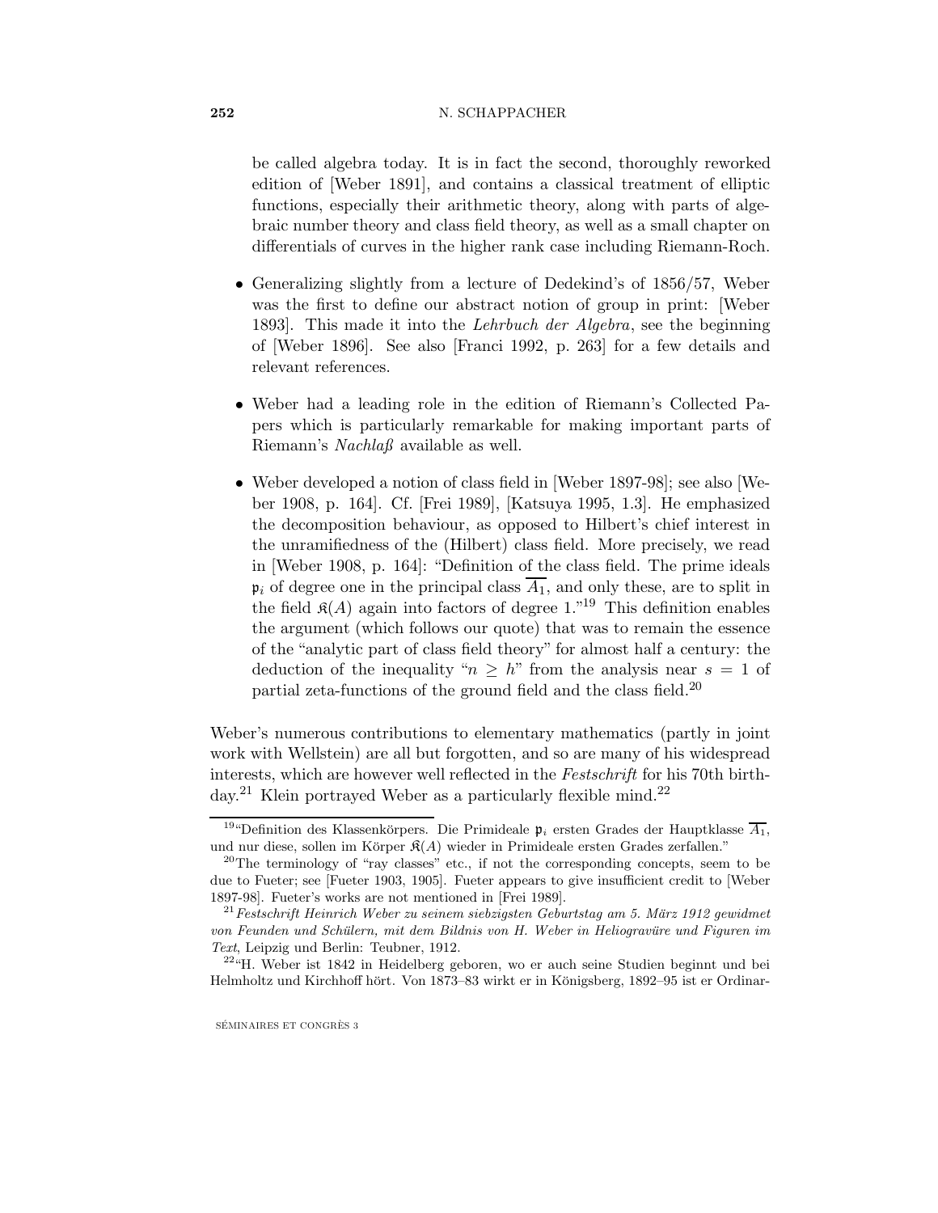be called algebra today. It is in fact the second, thoroughly reworked edition of [Weber 1891], and contains a classical treatment of elliptic functions, especially their arithmetic theory, along with parts of algebraic number theory and class field theory, as well as a small chapter on differentials of curves in the higher rank case including Riemann-Roch.

- Generalizing slightly from a lecture of Dedekind's of 1856/57, Weber was the first to define our abstract notion of group in print: [Weber 1893]. This made it into the *Lehrbuch der Algebra*, see the beginning of [Weber 1896]. See also [Franci 1992, p. 263] for a few details and relevant references.

- Weber had a leading role in the edition of Riemann's Collected Papers which is particularly remarkable for making important parts of Riemann's *Nachlaß* available as well.

- Weber developed a notion of class field in [Weber 1897-98]; see also [Weber 1908, p. 164]. Cf. [Frei 1989], [Katsuya 1995, 1.3]. He emphasized the decomposition behaviour, as opposed to Hilbert's chief interest in the unramifiedness of the (Hilbert) class field. More precisely, we read in [Weber 1908, p. 164]: "Definition of the class field. The prime ideals $\mathfrak{p}_i$ of degree one in the principal class $\overline{A_1}$, and only these, are to split in the field $\mathfrak{K}(A)$ again into factors of degree 1."[19] This definition enables the argument (which follows our quote) that was to remain the essence of the "analytic part of class field theory" for almost half a century: the deduction of the inequality "$n \geq h$" from the analysis near $s = 1$ of partial zeta-functions of the ground field and the class field.[20]

Weber's numerous contributions to elementary mathematics (partly in joint work with Wellstein) are all but forgotten, and so are many of his widespread interests, which are however well reflected in the *Festschrift* for his 70th birthday.[21] Klein portrayed Weber as a particularly flexible mind.[22]

---

[19] "Definition des Klassenkörpers. Die Primideale $\mathfrak{p}_i$ ersten Grades der Hauptklasse $\overline{A_1}$, und nur diese, sollen im Körper $\mathfrak{K}(A)$ wieder in Primideale ersten Grades zerfallen."

[20] The terminology of "ray classes" etc., if not the corresponding concepts, seem to be due to Fueter; see [Fueter 1903, 1905]. Fueter appears to give insufficient credit to [Weber 1897-98]. Fueter's works are not mentioned in [Frei 1989].

[21] *Festschrift Heinrich Weber zu seinem siebzigsten Geburtstag am 5. März 1912 gewidmet von Feunden und Schülern, mit dem Bildnis von H. Weber in Heliogravüre und Figuren im Text*, Leipzig und Berlin: Teubner, 1912.

[22] "H. Weber ist 1842 in Heidelberg geboren, wo er auch seine Studien beginnt und bei Helmholtz und Kirchhoff hört. Von 1873–83 wirkt er in Königsberg, 1892–95 ist er Ordinar-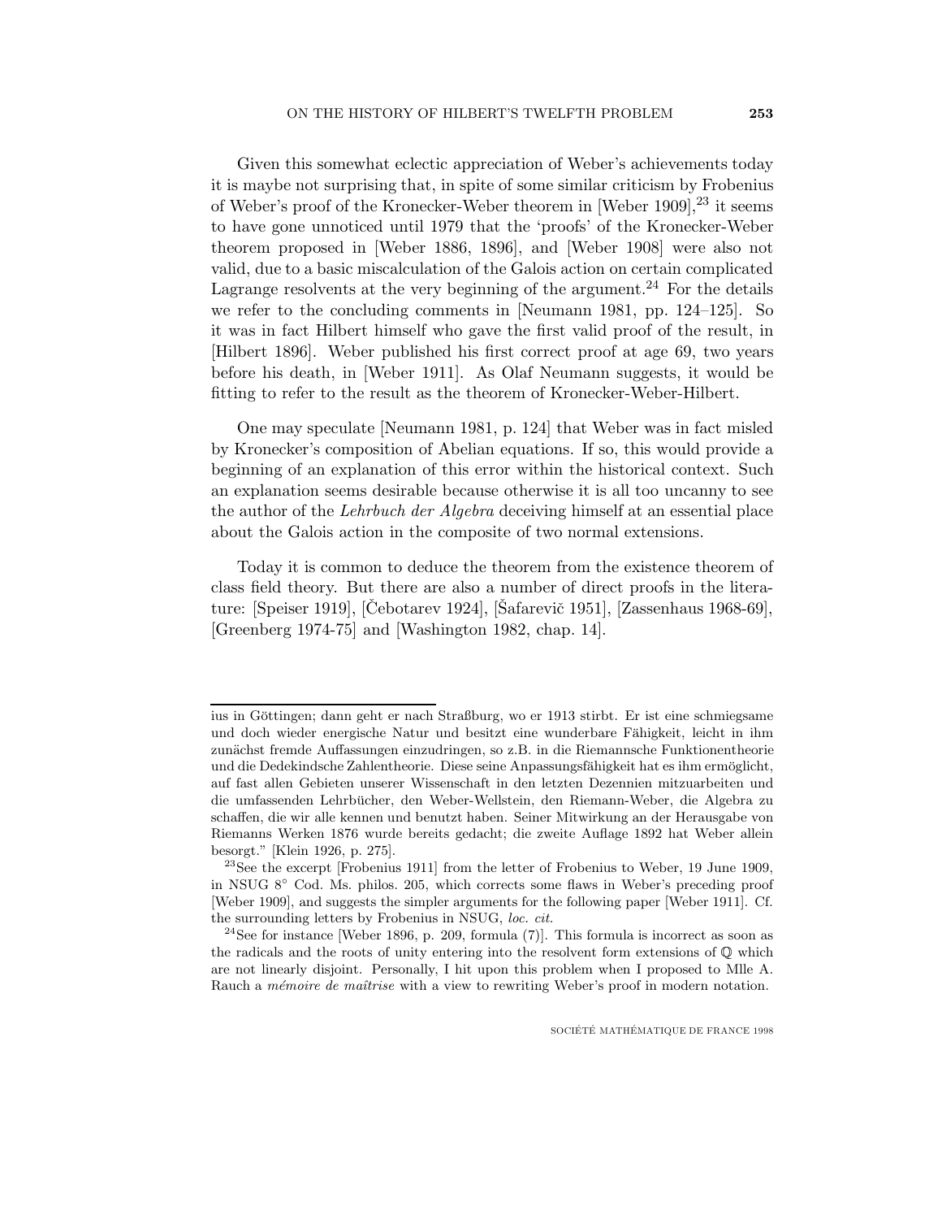Given this somewhat eclectic appreciation of Weber's achievements today it is maybe not surprising that, in spite of some similar criticism by Frobenius of Weber's proof of the Kronecker-Weber theorem in [Weber 1909],[23] it seems to have gone unnoticed until 1979 that the 'proofs' of the Kronecker-Weber theorem proposed in [Weber 1886, 1896], and [Weber 1908] were also not valid, due to a basic miscalculation of the Galois action on certain complicated Lagrange resolvents at the very beginning of the argument.[24] For the details we refer to the concluding comments in [Neumann 1981, pp. 124–125]. So it was in fact Hilbert himself who gave the first valid proof of the result, in [Hilbert 1896]. Weber published his first correct proof at age 69, two years before his death, in [Weber 1911]. As Olaf Neumann suggests, it would be fitting to refer to the result as the theorem of Kronecker-Weber-Hilbert.

One may speculate [Neumann 1981, p. 124] that Weber was in fact misled by Kronecker's composition of Abelian equations. If so, this would provide a beginning of an explanation of this error within the historical context. Such an explanation seems desirable because otherwise it is all too uncanny to see the author of the *Lehrbuch der Algebra* deceiving himself at an essential place about the Galois action in the composite of two normal extensions.

Today it is common to deduce the theorem from the existence theorem of class field theory. But there are also a number of direct proofs in the literature: [Speiser 1919], [Čebotarev 1924], [Šafarevič 1951], [Zassenhaus 1968-69], [Greenberg 1974-75] and [Washington 1982, chap. 14].

---

ius in Göttingen; dann geht er nach Straßburg, wo er 1913 stirbt. Er ist eine schmiegsame und doch wieder energische Natur und besitzt eine wunderbare Fähigkeit, leicht in ihm zunächst fremde Auffassungen einzudringen, so z.B. in die Riemannsche Funktionentheorie und die Dedekindsche Zahlentheorie. Diese seine Anpassungsfähigkeit hat es ihm ermöglicht, auf fast allen Gebieten unserer Wissenschaft in den letzten Dezennien mitzuarbeiten und die umfassenden Lehrbücher, den Weber-Wellstein, den Riemann-Weber, die Algebra zu schaffen, die wir alle kennen und benutzt haben. Seiner Mitwirkung an der Herausgabe von Riemanns Werken 1876 wurde bereits gedacht; die zweite Auflage 1892 hat Weber allein besorgt." [Klein 1926, p. 275].

[23] See the excerpt [Frobenius 1911] from the letter of Frobenius to Weber, 19 June 1909, in NSUG 8° Cod. Ms. philos. 205, which corrects some flaws in Weber's preceding proof [Weber 1909], and suggests the simpler arguments for the following paper [Weber 1911]. Cf. the surrounding letters by Frobenius in NSUG, *loc. cit.*

[24] See for instance [Weber 1896, p. 209, formula (7)]. This formula is incorrect as soon as the radicals and the roots of unity entering into the resolvent form extensions of $\mathbb{Q}$ which are not linearly disjoint. Personally, I hit upon this problem when I proposed to Mlle A. Rauch a *mémoire de maîtrise* with a view to rewriting Weber's proof in modern notation.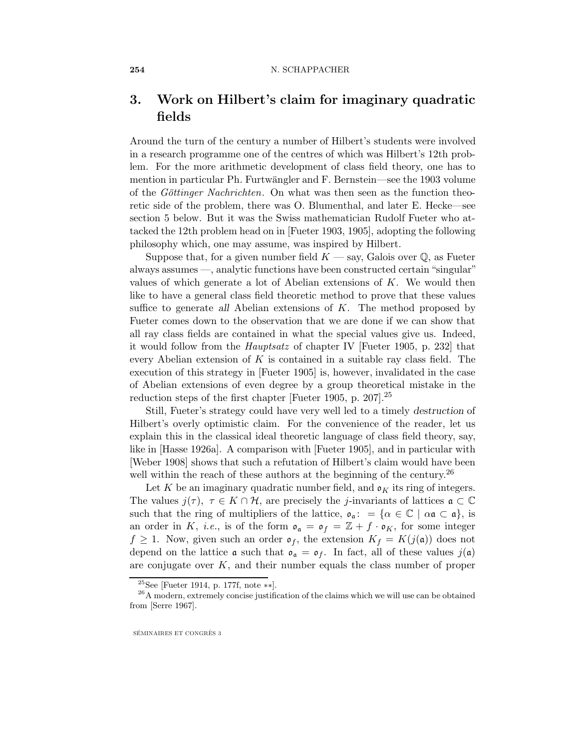## 3. Work on Hilbert's claim for imaginary quadratic fields

Around the turn of the century a number of Hilbert's students were involved in a research programme one of the centres of which was Hilbert's 12th problem. For the more arithmetic development of class field theory, one has to mention in particular Ph. Furtwängler and F. Bernstein—see the 1903 volume of the *Göttinger Nachrichten*. On what was then seen as the function theoretic side of the problem, there was O. Blumenthal, and later E. Hecke—see section 5 below. But it was the Swiss mathematician Rudolf Fueter who attacked the 12th problem head on in [Fueter 1903, 1905], adopting the following philosophy which, one may assume, was inspired by Hilbert.

Suppose that, for a given number field $K$ — say, Galois over $\mathbb{Q}$, as Fueter always assumes —, analytic functions have been constructed certain "singular" values of which generate a lot of Abelian extensions of $K$. We would then like to have a general class field theoretic method to prove that these values suffice to generate *all* Abelian extensions of $K$. The method proposed by Fueter comes down to the observation that we are done if we can show that all ray class fields are contained in what the special values give us. Indeed, it would follow from the *Hauptsatz* of chapter IV [Fueter 1905, p. 232] that every Abelian extension of $K$ is contained in a suitable ray class field. The execution of this strategy in [Fueter 1905] is, however, invalidated in the case of Abelian extensions of even degree by a group theoretical mistake in the reduction steps of the first chapter [Fueter 1905, p. 207].[25]

Still, Fueter's strategy could have very well led to a timely *destruction* of Hilbert's overly optimistic claim. For the convenience of the reader, let us explain this in the classical ideal theoretic language of class field theory, say, like in [Hasse 1926a]. A comparison with [Fueter 1905], and in particular with [Weber 1908] shows that such a refutation of Hilbert's claim would have been well within the reach of these authors at the beginning of the century.[26]

Let $K$ be an imaginary quadratic number field, and $\mathfrak{o}_K$ its ring of integers. The values $j(\tau)$, $\tau \in K \cap \mathcal{H}$, are precisely the $j$-invariants of lattices $\mathfrak{a} \subset \mathbb{C}$ such that the ring of multipliers of the lattice, $\mathfrak{o}_\mathfrak{a} \colon = \{\alpha \in \mathbb{C} \mid \alpha\mathfrak{a} \subset \mathfrak{a}\}$, is an order in $K$, *i.e.*, is of the form $\mathfrak{o}_\mathfrak{a} = \mathfrak{o}_f = \mathbb{Z} + f \cdot \mathfrak{o}_K$, for some integer $f \geq 1$. Now, given such an order $\mathfrak{o}_f$, the extension $K_f = K(j(\mathfrak{a}))$ does not depend on the lattice $\mathfrak{a}$ such that $\mathfrak{o}_\mathfrak{a} = \mathfrak{o}_f$. In fact, all of these values $j(\mathfrak{a})$ are conjugate over $K$, and their number equals the class number of proper

[25] See [Fueter 1914, p. 177f, note $**$].

[26] A modern, extremely concise justification of the claims which we will use can be obtained from [Serre 1967].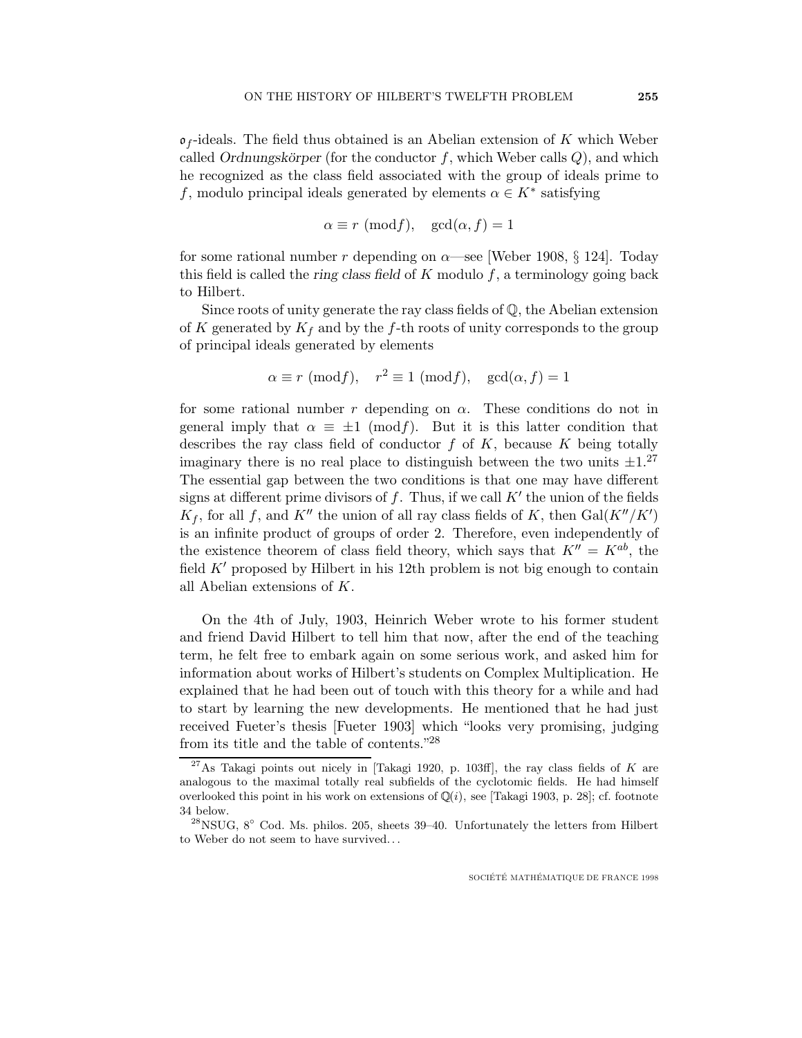$\mathfrak{o}_f$-ideals. The field thus obtained is an Abelian extension of $K$ which Weber called *Ordnungskörper* (for the conductor $f$, which Weber calls $Q$), and which he recognized as the class field associated with the group of ideals prime to $f$, modulo principal ideals generated by elements $\alpha \in K^*$ satisfying

$$\alpha \equiv r \ (\mathrm{mod} f), \quad \gcd(\alpha, f) = 1$$

for some rational number $r$ depending on $\alpha$—see [Weber 1908, § 124]. Today this field is called the *ring class field* of $K$ modulo $f$, a terminology going back to Hilbert.

Since roots of unity generate the ray class fields of $\mathbb{Q}$, the Abelian extension of $K$ generated by $K_f$ and by the $f$-th roots of unity corresponds to the group of principal ideals generated by elements

$$\alpha \equiv r \ (\mathrm{mod} f), \quad r^2 \equiv 1 \ (\mathrm{mod} f), \quad \gcd(\alpha, f) = 1$$

for some rational number $r$ depending on $\alpha$. These conditions do not in general imply that $\alpha \equiv \pm 1 \ (\mathrm{mod} f)$. But it is this latter condition that describes the ray class field of conductor $f$ of $K$, because $K$ being totally imaginary there is no real place to distinguish between the two units $\pm 1$.[27] The essential gap between the two conditions is that one may have different signs at different prime divisors of $f$. Thus, if we call $K'$ the union of the fields $K_f$, for all $f$, and $K''$ the union of all ray class fields of $K$, then $\mathrm{Gal}(K''/K')$ is an infinite product of groups of order 2. Therefore, even independently of the existence theorem of class field theory, which says that $K'' = K^{ab}$, the field $K'$ proposed by Hilbert in his 12th problem is not big enough to contain all Abelian extensions of $K$.

On the 4th of July, 1903, Heinrich Weber wrote to his former student and friend David Hilbert to tell him that now, after the end of the teaching term, he felt free to embark again on some serious work, and asked him for information about works of Hilbert's students on Complex Multiplication. He explained that he had been out of touch with this theory for a while and had to start by learning the new developments. He mentioned that he had just received Fueter's thesis [Fueter 1903] which "looks very promising, judging from its title and the table of contents."[28]

---

[27] As Takagi points out nicely in [Takagi 1920, p. 103ff], the ray class fields of $K$ are analogous to the maximal totally real subfields of the cyclotomic fields. He had himself overlooked this point in his work on extensions of $\mathbb{Q}(i)$, see [Takagi 1903, p. 28]; cf. footnote 34 below.

[28] NSUG, 8° Cod. Ms. philos. 205, sheets 39–40. Unfortunately the letters from Hilbert to Weber do not seem to have survived...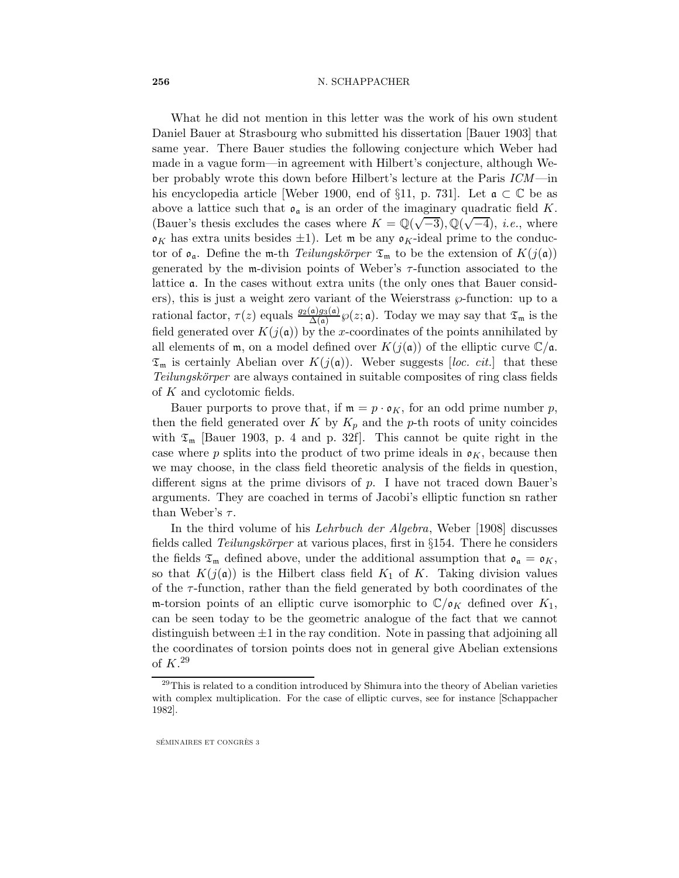What he did not mention in this letter was the work of his own student Daniel Bauer at Strasbourg who submitted his dissertation [Bauer 1903] that same year. There Bauer studies the following conjecture which Weber had made in a vague form—in agreement with Hilbert's conjecture, although Weber probably wrote this down before Hilbert's lecture at the Paris *ICM*—in his encyclopedia article [Weber 1900, end of §11, p. 731]. Let $\mathfrak{a} \subset \mathbb{C}$ be as above a lattice such that $\mathfrak{o}_\mathfrak{a}$ is an order of the imaginary quadratic field $K$. (Bauer's thesis excludes the cases where $K = \mathbb{Q}(\sqrt{-3}), \mathbb{Q}(\sqrt{-4})$, *i.e.*, where $\mathfrak{o}_K$ has extra units besides $\pm 1$). Let $\mathfrak{m}$ be any $\mathfrak{o}_K$-ideal prime to the conductor of $\mathfrak{o}_\mathfrak{a}$. Define the $\mathfrak{m}$-th *Teilungskörper* $\mathfrak{T}_\mathfrak{m}$ to be the extension of $K(j(\mathfrak{a}))$ generated by the $\mathfrak{m}$-division points of Weber's $\tau$-function associated to the lattice $\mathfrak{a}$. In the cases without extra units (the only ones that Bauer considers), this is just a weight zero variant of the Weierstrass $\wp$-function: up to a rational factor, $\tau(z)$ equals $\frac{g_2(\mathfrak{a})g_3(\mathfrak{a})}{\Delta(\mathfrak{a})}\wp(z;\mathfrak{a})$. Today we may say that $\mathfrak{T}_\mathfrak{m}$ is the field generated over $K(j(\mathfrak{a}))$ by the $x$-coordinates of the points annihilated by all elements of $\mathfrak{m}$, on a model defined over $K(j(\mathfrak{a}))$ of the elliptic curve $\mathbb{C}/\mathfrak{a}$. $\mathfrak{T}_\mathfrak{m}$ is certainly Abelian over $K(j(\mathfrak{a}))$. Weber suggests [*loc. cit.*] that these *Teilungskörper* are always contained in suitable composites of ring class fields of $K$ and cyclotomic fields.

Bauer purports to prove that, if $\mathfrak{m} = p \cdot \mathfrak{o}_K$, for an odd prime number $p$, then the field generated over $K$ by $K_p$ and the $p$-th roots of unity coincides with $\mathfrak{T}_\mathfrak{m}$ [Bauer 1903, p. 4 and p. 32f]. This cannot be quite right in the case where $p$ splits into the product of two prime ideals in $\mathfrak{o}_K$, because then we may choose, in the class field theoretic analysis of the fields in question, different signs at the prime divisors of $p$. I have not traced down Bauer's arguments. They are coached in terms of Jacobi's elliptic function sn rather than Weber's $\tau$.

In the third volume of his *Lehrbuch der Algebra*, Weber [1908] discusses fields called *Teilungskörper* at various places, first in §154. There he considers the fields $\mathfrak{T}_\mathfrak{m}$ defined above, under the additional assumption that $\mathfrak{o}_\mathfrak{a} = \mathfrak{o}_K$, so that $K(j(\mathfrak{a}))$ is the Hilbert class field $K_1$ of $K$. Taking division values of the $\tau$-function, rather than the field generated by both coordinates of the $\mathfrak{m}$-torsion points of an elliptic curve isomorphic to $\mathbb{C}/\mathfrak{o}_K$ defined over $K_1$, can be seen today to be the geometric analogue of the fact that we cannot distinguish between $\pm 1$ in the ray condition. Note in passing that adjoining all the coordinates of torsion points does not in general give Abelian extensions of $K$.[29]

[29] This is related to a condition introduced by Shimura into the theory of Abelian varieties with complex multiplication. For the case of elliptic curves, see for instance [Schappacher 1982].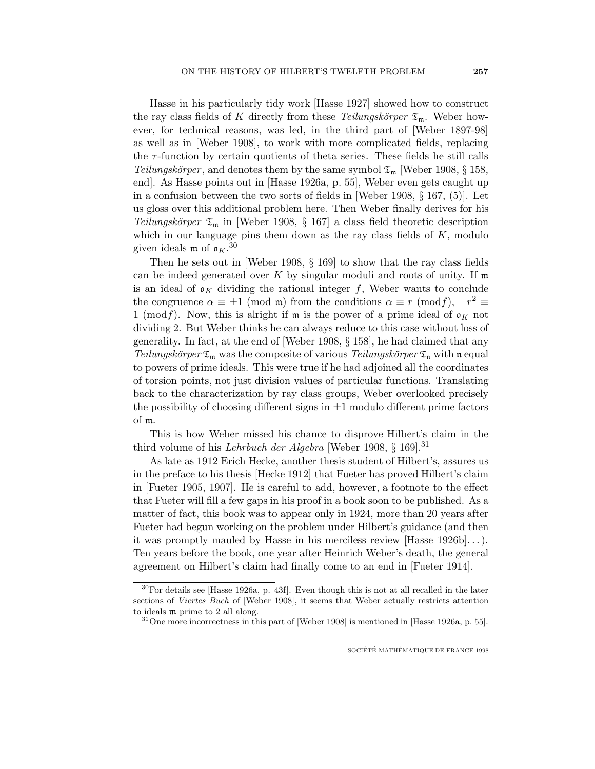Hasse in his particularly tidy work [Hasse 1927] showed how to construct the ray class fields of $K$ directly from these *Teilungskörper* $\mathfrak{T}_\mathfrak{m}$. Weber however, for technical reasons, was led, in the third part of [Weber 1897-98] as well as in [Weber 1908], to work with more complicated fields, replacing the $\tau$-function by certain quotients of theta series. These fields he still calls *Teilungskörper*, and denotes them by the same symbol $\mathfrak{T}_\mathfrak{m}$ [Weber 1908, § 158, end]. As Hasse points out in [Hasse 1926a, p. 55], Weber even gets caught up in a confusion between the two sorts of fields in [Weber 1908, § 167, (5)]. Let us gloss over this additional problem here. Then Weber finally derives for his *Teilungskörper* $\mathfrak{T}_\mathfrak{m}$ in [Weber 1908, § 167] a class field theoretic description which in our language pins them down as the ray class fields of $K$, modulo given ideals $\mathfrak{m}$ of $\mathfrak{o}_K$.[30]

Then he sets out in [Weber 1908, § 169] to show that the ray class fields can be indeed generated over $K$ by singular moduli and roots of unity. If $\mathfrak{m}$ is an ideal of $\mathfrak{o}_K$ dividing the rational integer $f$, Weber wants to conclude the congruence $\alpha \equiv \pm 1 \pmod{\mathfrak{m}}$ from the conditions $\alpha \equiv r \pmod{f}$, $\quad r^2 \equiv 1 \pmod{f}$. Now, this is alright if $\mathfrak{m}$ is the power of a prime ideal of $\mathfrak{o}_K$ not dividing 2. But Weber thinks he can always reduce to this case without loss of generality. In fact, at the end of [Weber 1908, § 158], he had claimed that any *Teilungskörper* $\mathfrak{T}_\mathfrak{m}$ was the composite of various *Teilungskörper* $\mathfrak{T}_\mathfrak{n}$ with $\mathfrak{n}$ equal to powers of prime ideals. This were true if he had adjoined all the coordinates of torsion points, not just division values of particular functions. Translating back to the characterization by ray class groups, Weber overlooked precisely the possibility of choosing different signs in $\pm 1$ modulo different prime factors of $\mathfrak{m}$.

This is how Weber missed his chance to disprove Hilbert's claim in the third volume of his *Lehrbuch der Algebra* [Weber 1908, § 169].[31]

As late as 1912 Erich Hecke, another thesis student of Hilbert's, assures us in the preface to his thesis [Hecke 1912] that Fueter has proved Hilbert's claim in [Fueter 1905, 1907]. He is careful to add, however, a footnote to the effect that Fueter will fill a few gaps in his proof in a book soon to be published. As a matter of fact, this book was to appear only in 1924, more than 20 years after Fueter had begun working on the problem under Hilbert's guidance (and then it was promptly mauled by Hasse in his merciless review [Hasse 1926b]...). Ten years before the book, one year after Heinrich Weber's death, the general agreement on Hilbert's claim had finally come to an end in [Fueter 1914].

---

[30] For details see [Hasse 1926a, p. 43f]. Even though this is not at all recalled in the later sections of *Viertes Buch* of [Weber 1908], it seems that Weber actually restricts attention to ideals $\mathfrak{m}$ prime to 2 all along.

[31] One more incorrectness in this part of [Weber 1908] is mentioned in [Hasse 1926a, p. 55].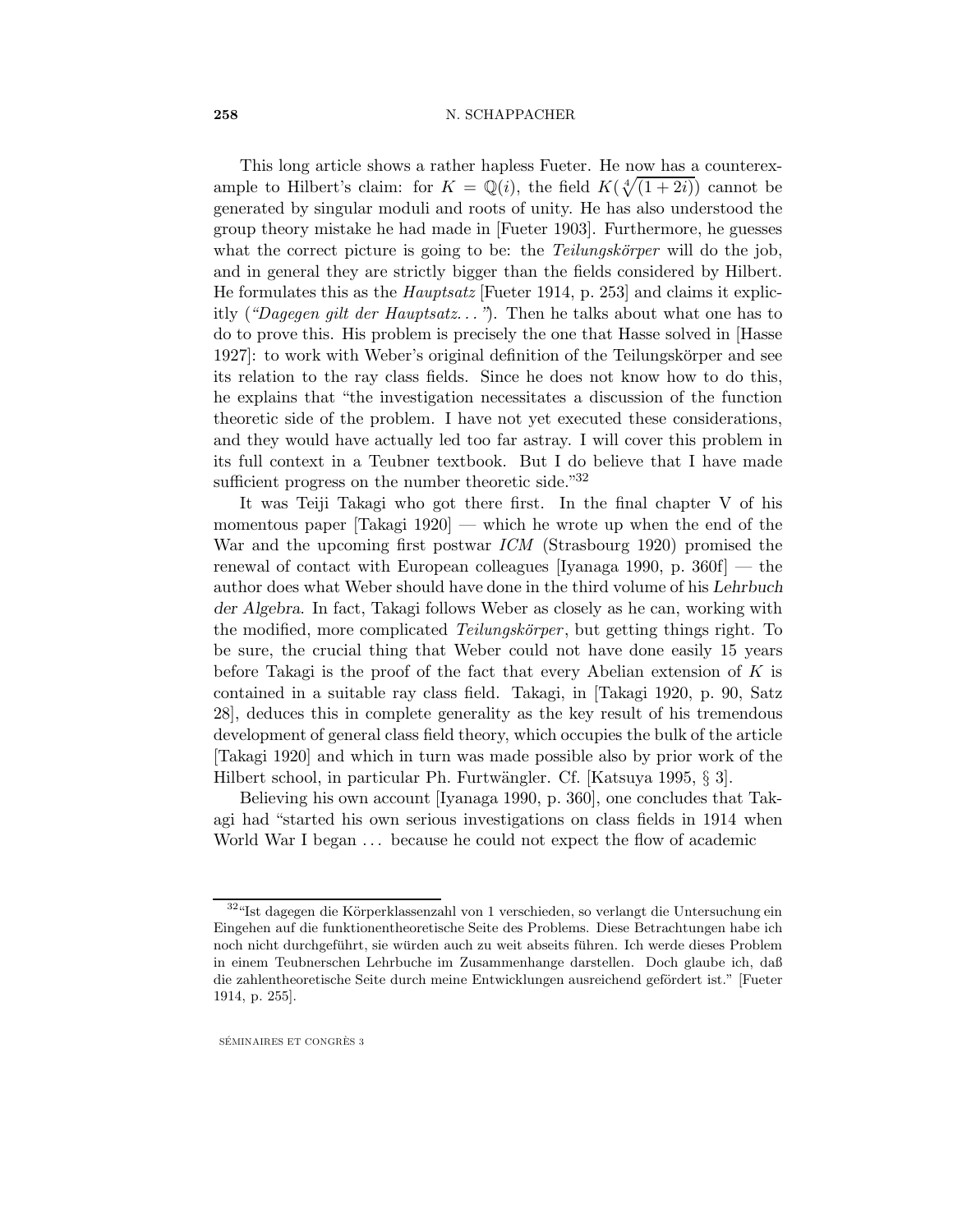This long article shows a rather hapless Fueter. He now has a counterexample to Hilbert's claim: for $K = \mathbb{Q}(i)$, the field $K(\sqrt[4]{(1+2i)})$ cannot be generated by singular moduli and roots of unity. He has also understood the group theory mistake he had made in [Fueter 1903]. Furthermore, he guesses what the correct picture is going to be: the *Teilungskörper* will do the job, and in general they are strictly bigger than the fields considered by Hilbert. He formulates this as the *Hauptsatz* [Fueter 1914, p. 253] and claims it explicitly (*"Dagegen gilt der Hauptsatz..."*). Then he talks about what one has to do to prove this. His problem is precisely the one that Hasse solved in [Hasse 1927]: to work with Weber's original definition of the Teilungskörper and see its relation to the ray class fields. Since he does not know how to do this, he explains that "the investigation necessitates a discussion of the function theoretic side of the problem. I have not yet executed these considerations, and they would have actually led too far astray. I will cover this problem in its full context in a Teubner textbook. But I do believe that I have made sufficient progress on the number theoretic side."[32]

It was Teiji Takagi who got there first. In the final chapter V of his momentous paper [Takagi 1920] — which he wrote up when the end of the War and the upcoming first postwar *ICM* (Strasbourg 1920) promised the renewal of contact with European colleagues [Iyanaga 1990, p. 360f] — the author does what Weber should have done in the third volume of his *Lehrbuch der Algebra*. In fact, Takagi follows Weber as closely as he can, working with the modified, more complicated *Teilungskörper*, but getting things right. To be sure, the crucial thing that Weber could not have done easily 15 years before Takagi is the proof of the fact that every Abelian extension of $K$ is contained in a suitable ray class field. Takagi, in [Takagi 1920, p. 90, Satz 28], deduces this in complete generality as the key result of his tremendous development of general class field theory, which occupies the bulk of the article [Takagi 1920] and which in turn was made possible also by prior work of the Hilbert school, in particular Ph. Furtwängler. Cf. [Katsuya 1995, § 3].

Believing his own account [Iyanaga 1990, p. 360], one concludes that Takagi had "started his own serious investigations on class fields in 1914 when World War I began ... because he could not expect the flow of academic

---

[32] "Ist dagegen die Körperklassenzahl von 1 verschieden, so verlangt die Untersuchung ein Eingehen auf die funktionentheoretische Seite des Problems. Diese Betrachtungen habe ich noch nicht durchgeführt, sie würden auch zu weit abseits führen. Ich werde dieses Problem in einem Teubnerschen Lehrbuche im Zusammenhange darstellen. Doch glaube ich, daß die zahlentheoretische Seite durch meine Entwicklungen ausreichend gefördert ist." [Fueter 1914, p. 255].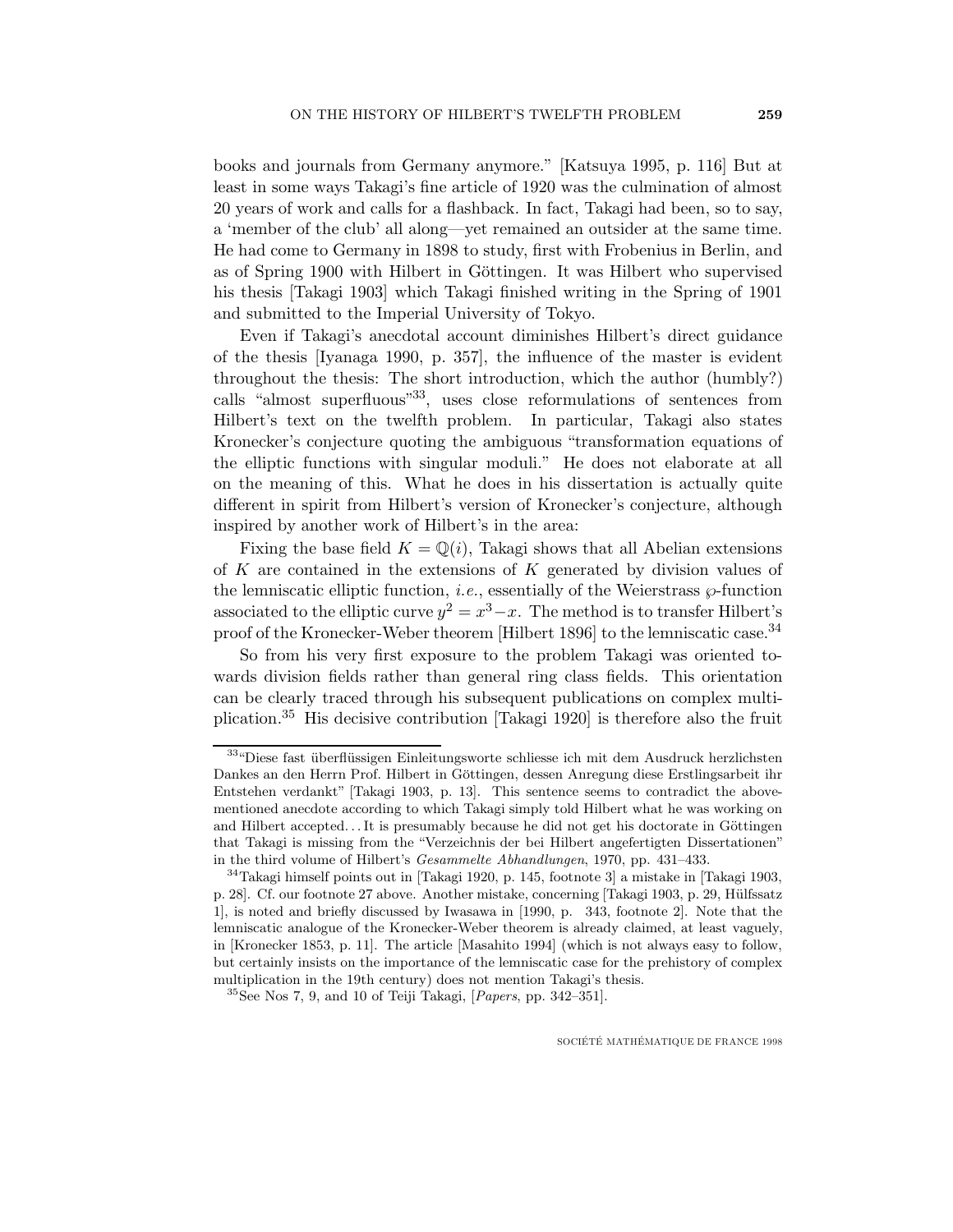books and journals from Germany anymore." [Katsuya 1995, p. 116] But at least in some ways Takagi's fine article of 1920 was the culmination of almost 20 years of work and calls for a flashback. In fact, Takagi had been, so to say, a 'member of the club' all along—yet remained an outsider at the same time. He had come to Germany in 1898 to study, first with Frobenius in Berlin, and as of Spring 1900 with Hilbert in Göttingen. It was Hilbert who supervised his thesis [Takagi 1903] which Takagi finished writing in the Spring of 1901 and submitted to the Imperial University of Tokyo.

Even if Takagi's anecdotal account diminishes Hilbert's direct guidance of the thesis [Iyanaga 1990, p. 357], the influence of the master is evident throughout the thesis: The short introduction, which the author (humbly?) calls "almost superfluous"[33], uses close reformulations of sentences from Hilbert's text on the twelfth problem. In particular, Takagi also states Kronecker's conjecture quoting the ambiguous "transformation equations of the elliptic functions with singular moduli." He does not elaborate at all on the meaning of this. What he does in his dissertation is actually quite different in spirit from Hilbert's version of Kronecker's conjecture, although inspired by another work of Hilbert's in the area:

Fixing the base field $K = \mathbb{Q}(i)$, Takagi shows that all Abelian extensions of $K$ are contained in the extensions of $K$ generated by division values of the lemniscatic elliptic function, *i.e.*, essentially of the Weierstrass $\wp$-function associated to the elliptic curve $y^2 = x^3 - x$. The method is to transfer Hilbert's proof of the Kronecker-Weber theorem [Hilbert 1896] to the lemniscatic case.[34]

So from his very first exposure to the problem Takagi was oriented towards division fields rather than general ring class fields. This orientation can be clearly traced through his subsequent publications on complex multiplication.[35] His decisive contribution [Takagi 1920] is therefore also the fruit

---

[33] "Diese fast überflüssigen Einleitungsworte schliesse ich mit dem Ausdruck herzlichsten Dankes an den Herrn Prof. Hilbert in Göttingen, dessen Anregung diese Erstlingsarbeit ihr Entstehen verdankt" [Takagi 1903, p. 13]. This sentence seems to contradict the above-mentioned anecdote according to which Takagi simply told Hilbert what he was working on and Hilbert accepted... It is presumably because he did not get his doctorate in Göttingen that Takagi is missing from the "Verzeichnis der bei Hilbert angefertigten Dissertationen" in the third volume of Hilbert's *Gesammelte Abhandlungen*, 1970, pp. 431–433.

[34] Takagi himself points out in [Takagi 1920, p. 145, footnote 3] a mistake in [Takagi 1903, p. 28]. Cf. our footnote 27 above. Another mistake, concerning [Takagi 1903, p. 29, Hülfssatz 1], is noted and briefly discussed by Iwasawa in [1990, p. 343, footnote 2]. Note that the lemniscatic analogue of the Kronecker-Weber theorem is already claimed, at least vaguely, in [Kronecker 1853, p. 11]. The article [Masahito 1994] (which is not always easy to follow, but certainly insists on the importance of the lemniscatic case for the prehistory of complex multiplication in the 19th century) does not mention Takagi's thesis.

[35] See Nos 7, 9, and 10 of Teiji Takagi, [*Papers*, pp. 342–351].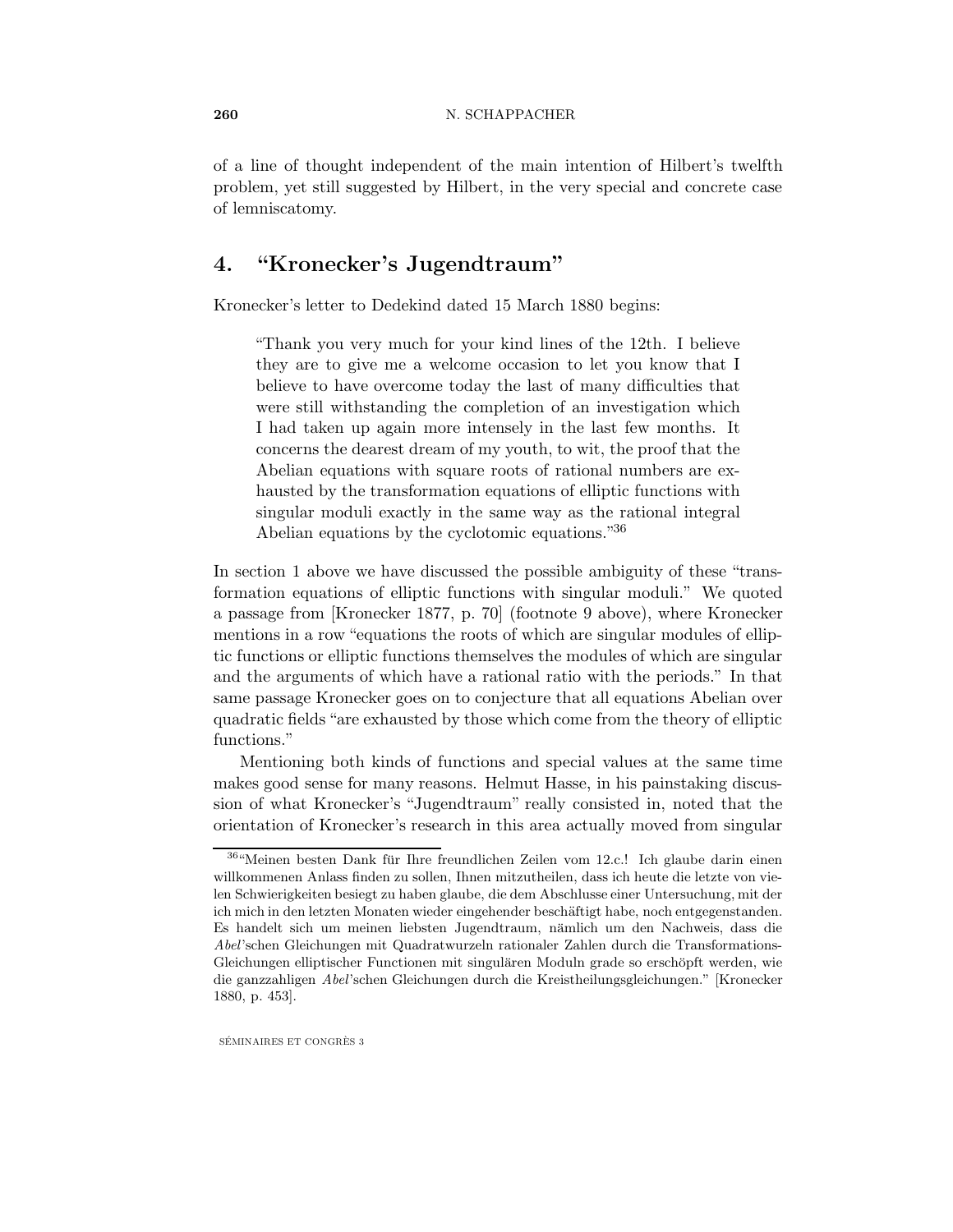of a line of thought independent of the main intention of Hilbert's twelfth problem, yet still suggested by Hilbert, in the very special and concrete case of lemniscatomy.

## 4. "Kronecker's Jugendtraum"

Kronecker's letter to Dedekind dated 15 March 1880 begins:

> "Thank you very much for your kind lines of the 12th. I believe they are to give me a welcome occasion to let you know that I believe to have overcome today the last of many difficulties that were still withstanding the completion of an investigation which I had taken up again more intensely in the last few months. It concerns the dearest dream of my youth, to wit, the proof that the Abelian equations with square roots of rational numbers are exhausted by the transformation equations of elliptic functions with singular moduli exactly in the same way as the rational integral Abelian equations by the cyclotomic equations."[36]

In section 1 above we have discussed the possible ambiguity of these "transformation equations of elliptic functions with singular moduli." We quoted a passage from [Kronecker 1877, p. 70] (footnote 9 above), where Kronecker mentions in a row "equations the roots of which are singular modules of elliptic functions or elliptic functions themselves the modules of which are singular and the arguments of which have a rational ratio with the periods." In that same passage Kronecker goes on to conjecture that all equations Abelian over quadratic fields "are exhausted by those which come from the theory of elliptic functions."

Mentioning both kinds of functions and special values at the same time makes good sense for many reasons. Helmut Hasse, in his painstaking discussion of what Kronecker's "Jugendtraum" really consisted in, noted that the orientation of Kronecker's research in this area actually moved from singular

---

[36] "Meinen besten Dank für Ihre freundlichen Zeilen vom 12.c.! Ich glaube darin einen willkommenen Anlass finden zu sollen, Ihnen mitzutheilen, dass ich heute die letzte von vielen Schwierigkeiten besiegt zu haben glaube, die dem Abschlusse einer Untersuchung, mit der ich mich in den letzten Monaten wieder eingehender beschäftigt habe, noch entgegenstanden. Es handelt sich um meinen liebsten Jugendtraum, nämlich um den Nachweis, dass die *Abel*'schen Gleichungen mit Quadratwurzeln rationaler Zahlen durch die Transformations-Gleichungen elliptischer Functionen mit singulären Moduln grade so erschöpft werden, wie die ganzzahligen *Abel*'schen Gleichungen durch die Kreistheilungsgleichungen." [Kronecker 1880, p. 453].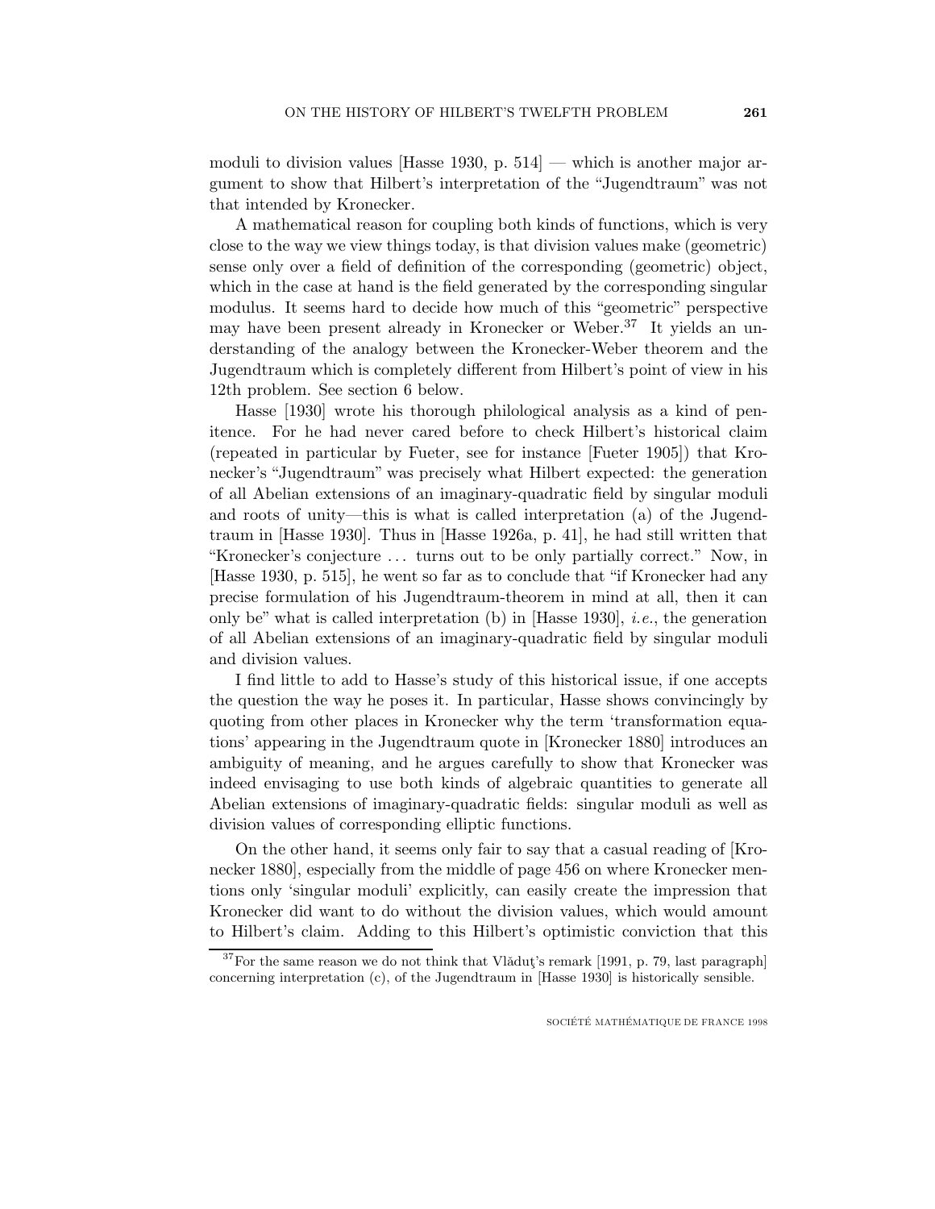moduli to division values [Hasse 1930, p. 514] — which is another major argument to show that Hilbert's interpretation of the "Jugendtraum" was not that intended by Kronecker.

A mathematical reason for coupling both kinds of functions, which is very close to the way we view things today, is that division values make (geometric) sense only over a field of definition of the corresponding (geometric) object, which in the case at hand is the field generated by the corresponding singular modulus. It seems hard to decide how much of this "geometric" perspective may have been present already in Kronecker or Weber.[37] It yields an understanding of the analogy between the Kronecker-Weber theorem and the Jugendtraum which is completely different from Hilbert's point of view in his 12th problem. See section 6 below.

Hasse [1930] wrote his thorough philological analysis as a kind of penitence. For he had never cared before to check Hilbert's historical claim (repeated in particular by Fueter, see for instance [Fueter 1905]) that Kronecker's "Jugendtraum" was precisely what Hilbert expected: the generation of all Abelian extensions of an imaginary-quadratic field by singular moduli and roots of unity—this is what is called interpretation (a) of the Jugendtraum in [Hasse 1930]. Thus in [Hasse 1926a, p. 41], he had still written that "Kronecker's conjecture … turns out to be only partially correct." Now, in [Hasse 1930, p. 515], he went so far as to conclude that "if Kronecker had any precise formulation of his Jugendtraum-theorem in mind at all, then it can only be" what is called interpretation (b) in [Hasse 1930], *i.e.*, the generation of all Abelian extensions of an imaginary-quadratic field by singular moduli and division values.

I find little to add to Hasse's study of this historical issue, if one accepts the question the way he poses it. In particular, Hasse shows convincingly by quoting from other places in Kronecker why the term 'transformation equations' appearing in the Jugendtraum quote in [Kronecker 1880] introduces an ambiguity of meaning, and he argues carefully to show that Kronecker was indeed envisaging to use both kinds of algebraic quantities to generate all Abelian extensions of imaginary-quadratic fields: singular moduli as well as division values of corresponding elliptic functions.

On the other hand, it seems only fair to say that a casual reading of [Kronecker 1880], especially from the middle of page 456 on where Kronecker mentions only 'singular moduli' explicitly, can easily create the impression that Kronecker did want to do without the division values, which would amount to Hilbert's claim. Adding to this Hilbert's optimistic conviction that this

[37] For the same reason we do not think that Vlăduţ's remark [1991, p. 79, last paragraph] concerning interpretation (c), of the Jugendtraum in [Hasse 1930] is historically sensible.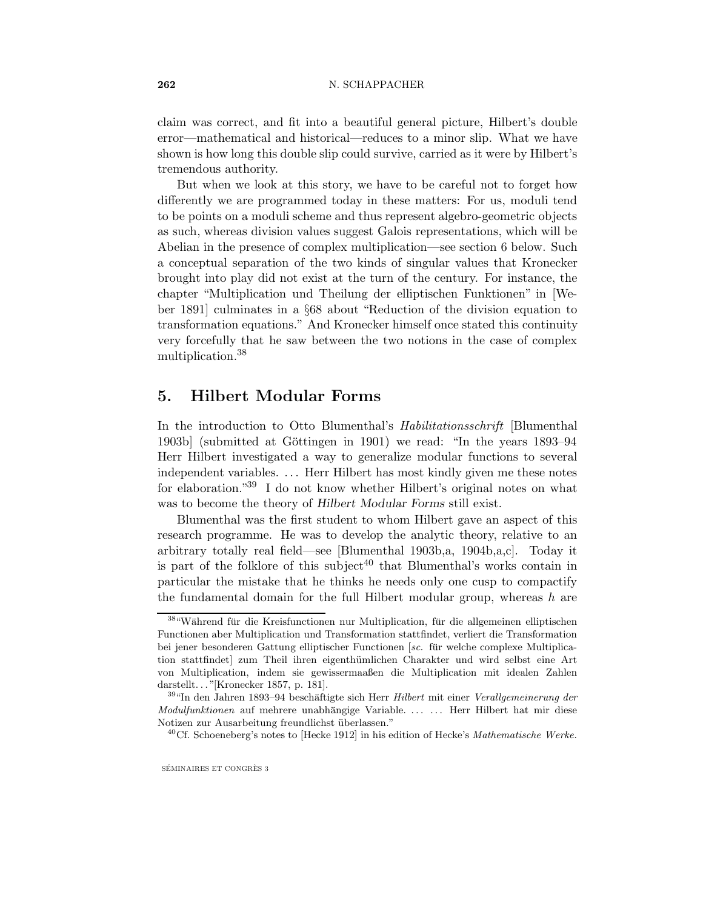claim was correct, and fit into a beautiful general picture, Hilbert's double error—mathematical and historical—reduces to a minor slip. What we have shown is how long this double slip could survive, carried as it were by Hilbert's tremendous authority.

But when we look at this story, we have to be careful not to forget how differently we are programmed today in these matters: For us, moduli tend to be points on a moduli scheme and thus represent algebro-geometric objects as such, whereas division values suggest Galois representations, which will be Abelian in the presence of complex multiplication—see section 6 below. Such a conceptual separation of the two kinds of singular values that Kronecker brought into play did not exist at the turn of the century. For instance, the chapter "Multiplication und Theilung der elliptischen Funktionen" in [Weber 1891] culminates in a §68 about "Reduction of the division equation to transformation equations." And Kronecker himself once stated this continuity very forcefully that he saw between the two notions in the case of complex multiplication.[38]

## 5. Hilbert Modular Forms

In the introduction to Otto Blumenthal's *Habilitationsschrift* [Blumenthal 1903b] (submitted at Göttingen in 1901) we read: "In the years 1893–94 Herr Hilbert investigated a way to generalize modular functions to several independent variables. ... Herr Hilbert has most kindly given me these notes for elaboration."[39] I do not know whether Hilbert's original notes on what was to become the theory of *Hilbert Modular Forms* still exist.

Blumenthal was the first student to whom Hilbert gave an aspect of this research programme. He was to develop the analytic theory, relative to an arbitrary totally real field—see [Blumenthal 1903b,a, 1904b,a,c]. Today it is part of the folklore of this subject[40] that Blumenthal's works contain in particular the mistake that he thinks he needs only one cusp to compactify the fundamental domain for the full Hilbert modular group, whereas $h$ are

---

[38] "Während für die Kreisfunctionen nur Multiplication, für die allgemeinen elliptischen Functionen aber Multiplication und Transformation stattfindet, verliert die Transformation bei jener besonderen Gattung elliptischer Functionen [*sc.* für welche complexe Multiplication stattfindet] zum Theil ihren eigenthümlichen Charakter und wird selbst eine Art von Multiplication, indem sie gewissermaaßen die Multiplication mit idealen Zahlen darstellt..."[Kronecker 1857, p. 181].

[39] "In den Jahren 1893–94 beschäftigte sich Herr *Hilbert* mit einer *Verallgemeinerung der Modulfunktionen* auf mehrere unabhängige Variable. ... ... Herr Hilbert hat mir diese Notizen zur Ausarbeitung freundlichst überlassen."

[40] Cf. Schoeneberg's notes to [Hecke 1912] in his edition of Hecke's *Mathematische Werke*.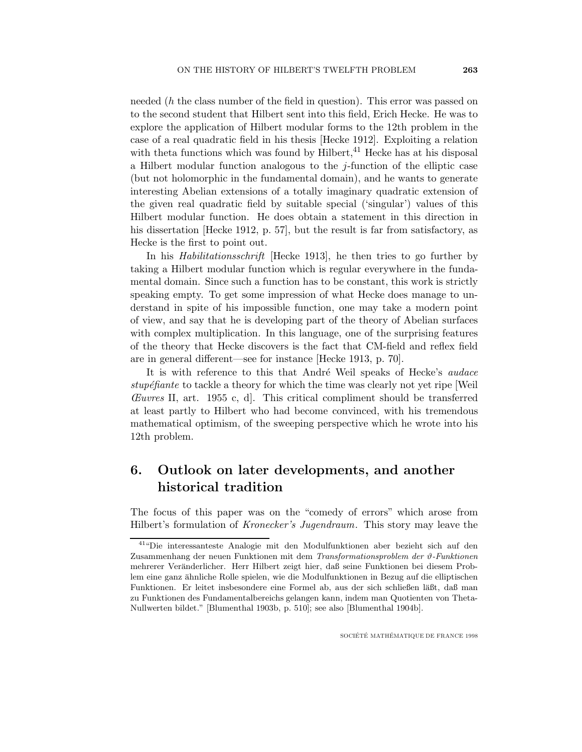needed ($h$ the class number of the field in question). This error was passed on to the second student that Hilbert sent into this field, Erich Hecke. He was to explore the application of Hilbert modular forms to the 12th problem in the case of a real quadratic field in his thesis [Hecke 1912]. Exploiting a relation with theta functions which was found by Hilbert,[41] Hecke has at his disposal a Hilbert modular function analogous to the $j$-function of the elliptic case (but not holomorphic in the fundamental domain), and he wants to generate interesting Abelian extensions of a totally imaginary quadratic extension of the given real quadratic field by suitable special ('singular') values of this Hilbert modular function. He does obtain a statement in this direction in his dissertation [Hecke 1912, p. 57], but the result is far from satisfactory, as Hecke is the first to point out.

In his *Habilitationsschrift* [Hecke 1913], he then tries to go further by taking a Hilbert modular function which is regular everywhere in the fundamental domain. Since such a function has to be constant, this work is strictly speaking empty. To get some impression of what Hecke does manage to understand in spite of his impossible function, one may take a modern point of view, and say that he is developing part of the theory of Abelian surfaces with complex multiplication. In this language, one of the surprising features of the theory that Hecke discovers is the fact that CM-field and reflex field are in general different—see for instance [Hecke 1913, p. 70].

It is with reference to this that André Weil speaks of Hecke's *audace stupéfiante* to tackle a theory for which the time was clearly not yet ripe [Weil *Œuvres* II, art. 1955 c, d]. This critical compliment should be transferred at least partly to Hilbert who had become convinced, with his tremendous mathematical optimism, of the sweeping perspective which he wrote into his 12th problem.

## 6. Outlook on later developments, and another historical tradition

The focus of this paper was on the "comedy of errors" which arose from Hilbert's formulation of *Kronecker's Jugendraum.* This story may leave the

[41] "Die interessanteste Analogie mit den Modulfunktionen aber bezieht sich auf den Zusammenhang der neuen Funktionen mit dem *Transformationsproblem der $\vartheta$-Funktionen* mehrerer Veränderlicher. Herr Hilbert zeigt hier, daß seine Funktionen bei diesem Problem eine ganz ähnliche Rolle spielen, wie die Modulfunktionen in Bezug auf die elliptischen Funktionen. Er leitet insbesondere eine Formel ab, aus der sich schließen läßt, daß man zu Funktionen des Fundamentalbereichs gelangen kann, indem man Quotienten von Theta-Nullwerten bildet." [Blumenthal 1903b, p. 510]; see also [Blumenthal 1904b].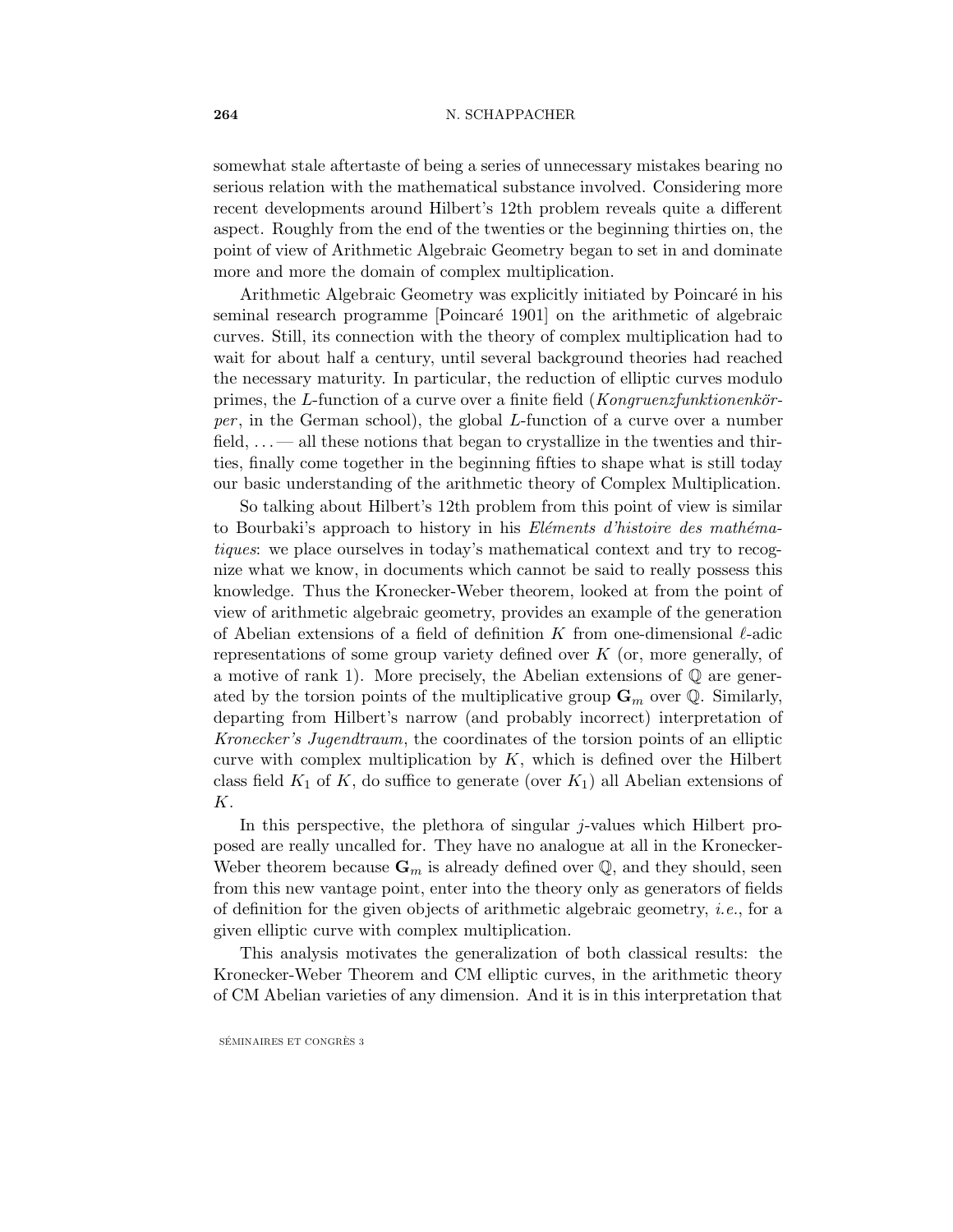somewhat stale aftertaste of being a series of unnecessary mistakes bearing no serious relation with the mathematical substance involved. Considering more recent developments around Hilbert's 12th problem reveals quite a different aspect. Roughly from the end of the twenties or the beginning thirties on, the point of view of Arithmetic Algebraic Geometry began to set in and dominate more and more the domain of complex multiplication.

Arithmetic Algebraic Geometry was explicitly initiated by Poincaré in his seminal research programme [Poincaré 1901] on the arithmetic of algebraic curves. Still, its connection with the theory of complex multiplication had to wait for about half a century, until several background theories had reached the necessary maturity. In particular, the reduction of elliptic curves modulo primes, the $L$-function of a curve over a finite field (*Kongruenzfunktionenkörper*, in the German school), the global $L$-function of a curve over a number field, ... — all these notions that began to crystallize in the twenties and thirties, finally come together in the beginning fifties to shape what is still today our basic understanding of the arithmetic theory of Complex Multiplication.

So talking about Hilbert's 12th problem from this point of view is similar to Bourbaki's approach to history in his *Eléments d'histoire des mathématiques*: we place ourselves in today's mathematical context and try to recognize what we know, in documents which cannot be said to really possess this knowledge. Thus the Kronecker-Weber theorem, looked at from the point of view of arithmetic algebraic geometry, provides an example of the generation of Abelian extensions of a field of definition $K$ from one-dimensional $\ell$-adic representations of some group variety defined over $K$ (or, more generally, of a motive of rank 1). More precisely, the Abelian extensions of $\mathbb{Q}$ are generated by the torsion points of the multiplicative group $\mathbf{G}_m$ over $\mathbb{Q}$. Similarly, departing from Hilbert's narrow (and probably incorrect) interpretation of *Kronecker's Jugendtraum*, the coordinates of the torsion points of an elliptic curve with complex multiplication by $K$, which is defined over the Hilbert class field $K_1$ of $K$, do suffice to generate (over $K_1$) all Abelian extensions of $K$.

In this perspective, the plethora of singular $j$-values which Hilbert proposed are really uncalled for. They have no analogue at all in the Kronecker-Weber theorem because $\mathbf{G}_m$ is already defined over $\mathbb{Q}$, and they should, seen from this new vantage point, enter into the theory only as generators of fields of definition for the given objects of arithmetic algebraic geometry, *i.e.*, for a given elliptic curve with complex multiplication.

This analysis motivates the generalization of both classical results: the Kronecker-Weber Theorem and CM elliptic curves, in the arithmetic theory of CM Abelian varieties of any dimension. And it is in this interpretation that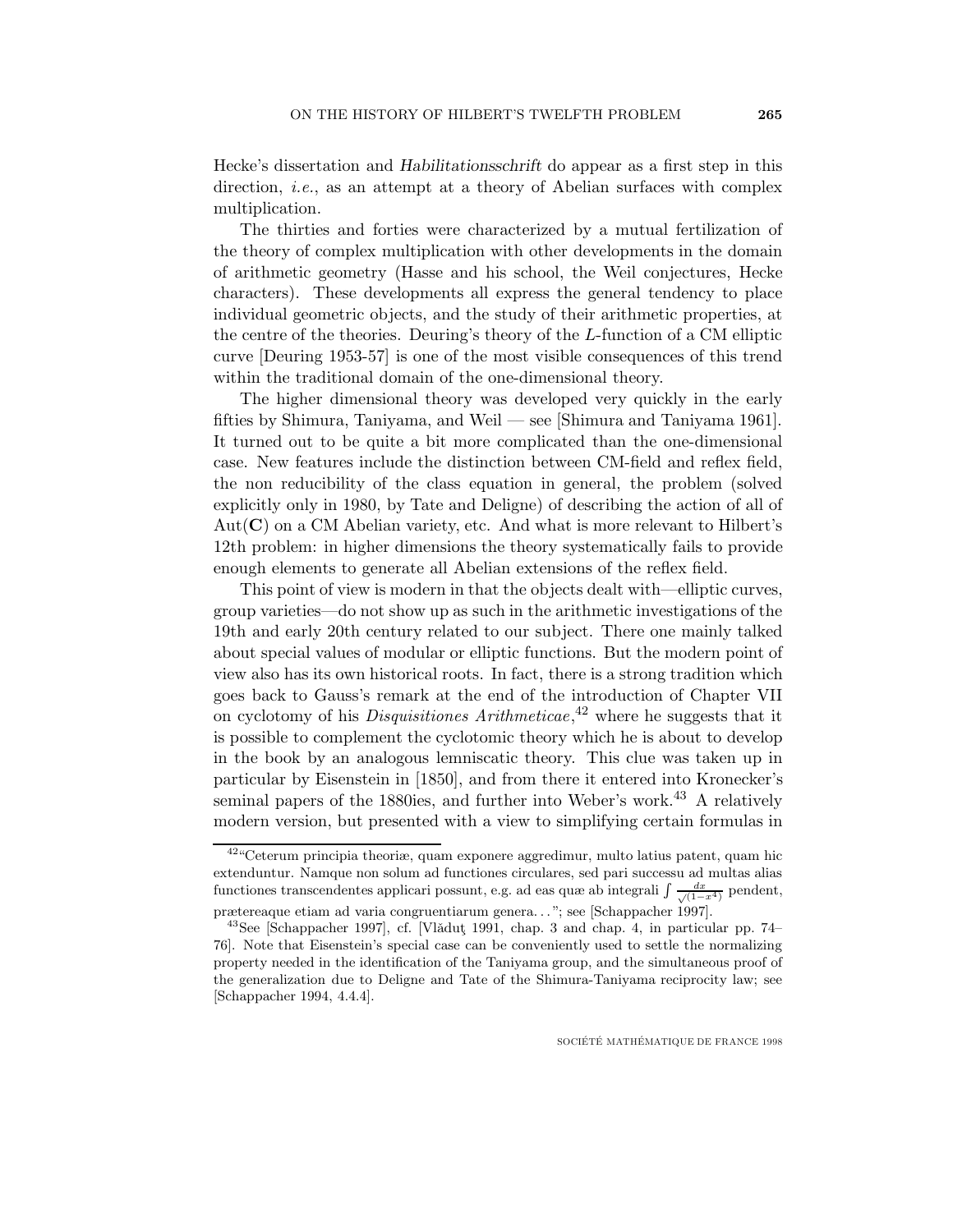Hecke's dissertation and *Habilitationsschrift* do appear as a first step in this direction, *i.e.*, as an attempt at a theory of Abelian surfaces with complex multiplication.

The thirties and forties were characterized by a mutual fertilization of the theory of complex multiplication with other developments in the domain of arithmetic geometry (Hasse and his school, the Weil conjectures, Hecke characters). These developments all express the general tendency to place individual geometric objects, and the study of their arithmetic properties, at the centre of the theories. Deuring's theory of the $L$-function of a CM elliptic curve [Deuring 1953-57] is one of the most visible consequences of this trend within the traditional domain of the one-dimensional theory.

The higher dimensional theory was developed very quickly in the early fifties by Shimura, Taniyama, and Weil — see [Shimura and Taniyama 1961]. It turned out to be quite a bit more complicated than the one-dimensional case. New features include the distinction between CM-field and reflex field, the non reducibility of the class equation in general, the problem (solved explicitly only in 1980, by Tate and Deligne) of describing the action of all of $\mathrm{Aut}(\mathbf{C})$ on a CM Abelian variety, etc. And what is more relevant to Hilbert's 12th problem: in higher dimensions the theory systematically fails to provide enough elements to generate all Abelian extensions of the reflex field.

This point of view is modern in that the objects dealt with—elliptic curves, group varieties—do not show up as such in the arithmetic investigations of the 19th and early 20th century related to our subject. There one mainly talked about special values of modular or elliptic functions. But the modern point of view also has its own historical roots. In fact, there is a strong tradition which goes back to Gauss's remark at the end of the introduction of Chapter VII on cyclotomy of his *Disquisitiones Arithmeticae*,[42] where he suggests that it is possible to complement the cyclotomic theory which he is about to develop in the book by an analogous lemniscatic theory. This clue was taken up in particular by Eisenstein in [1850], and from there it entered into Kronecker's seminal papers of the 1880ies, and further into Weber's work.[43] A relatively modern version, but presented with a view to simplifying certain formulas in

---

[42] "Ceterum principia theoriæ, quam exponere aggredimur, multo latius patent, quam hic extenduntur. Namque non solum ad functiones circulares, sed pari successu ad multas alias functiones transcendentes applicari possunt, e.g. ad eas quæ ab integrali $\int \frac{dx}{\sqrt{(1-x^4)}}$ pendent, prætereaque etiam ad varia congruentiarum genera..."; see [Schappacher 1997].

[43] See [Schappacher 1997], cf. [Vlăduţ 1991, chap. 3 and chap. 4, in particular pp. 74–76]. Note that Eisenstein's special case can be conveniently used to settle the normalizing property needed in the identification of the Taniyama group, and the simultaneous proof of the generalization due to Deligne and Tate of the Shimura-Taniyama reciprocity law; see [Schappacher 1994, 4.4.4].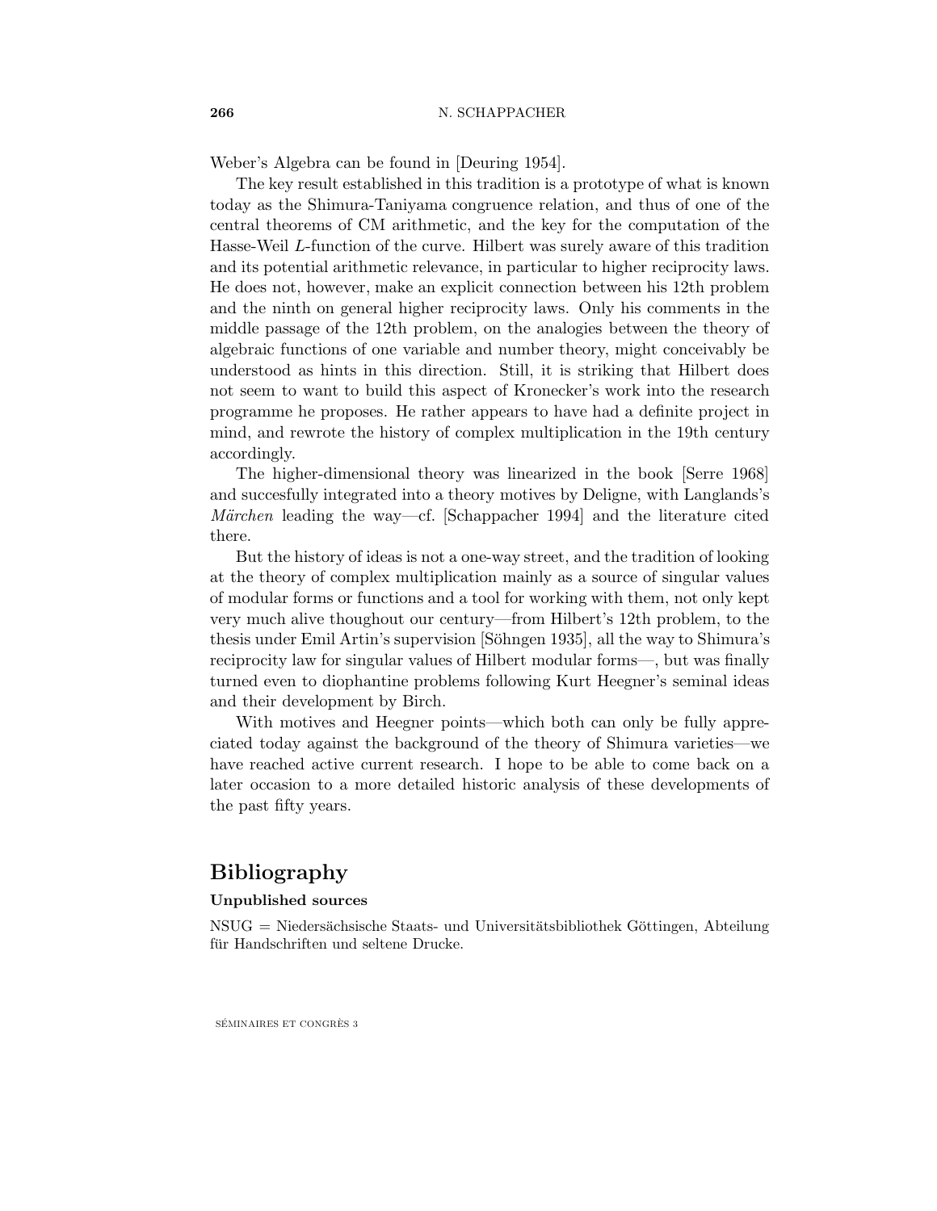Weber's Algebra can be found in [Deuring 1954].

The key result established in this tradition is a prototype of what is known today as the Shimura-Taniyama congruence relation, and thus of one of the central theorems of CM arithmetic, and the key for the computation of the Hasse-Weil $L$-function of the curve. Hilbert was surely aware of this tradition and its potential arithmetic relevance, in particular to higher reciprocity laws. He does not, however, make an explicit connection between his 12th problem and the ninth on general higher reciprocity laws. Only his comments in the middle passage of the 12th problem, on the analogies between the theory of algebraic functions of one variable and number theory, might conceivably be understood as hints in this direction. Still, it is striking that Hilbert does not seem to want to build this aspect of Kronecker's work into the research programme he proposes. He rather appears to have had a definite project in mind, and rewrote the history of complex multiplication in the 19th century accordingly.

The higher-dimensional theory was linearized in the book [Serre 1968] and succesfully integrated into a theory motives by Deligne, with Langlands's *Märchen* leading the way—cf. [Schappacher 1994] and the literature cited there.

But the history of ideas is not a one-way street, and the tradition of looking at the theory of complex multiplication mainly as a source of singular values of modular forms or functions and a tool for working with them, not only kept very much alive thoughout our century—from Hilbert's 12th problem, to the thesis under Emil Artin's supervision [Söhngen 1935], all the way to Shimura's reciprocity law for singular values of Hilbert modular forms—, but was finally turned even to diophantine problems following Kurt Heegner's seminal ideas and their development by Birch.

With motives and Heegner points—which both can only be fully appreciated today against the background of the theory of Shimura varieties—we have reached active current research. I hope to be able to come back on a later occasion to a more detailed historic analysis of these developments of the past fifty years.

## Bibliography

### Unpublished sources

NSUG = Niedersächsische Staats- und Universitätsbibliothek Göttingen, Abteilung für Handschriften und seltene Drucke.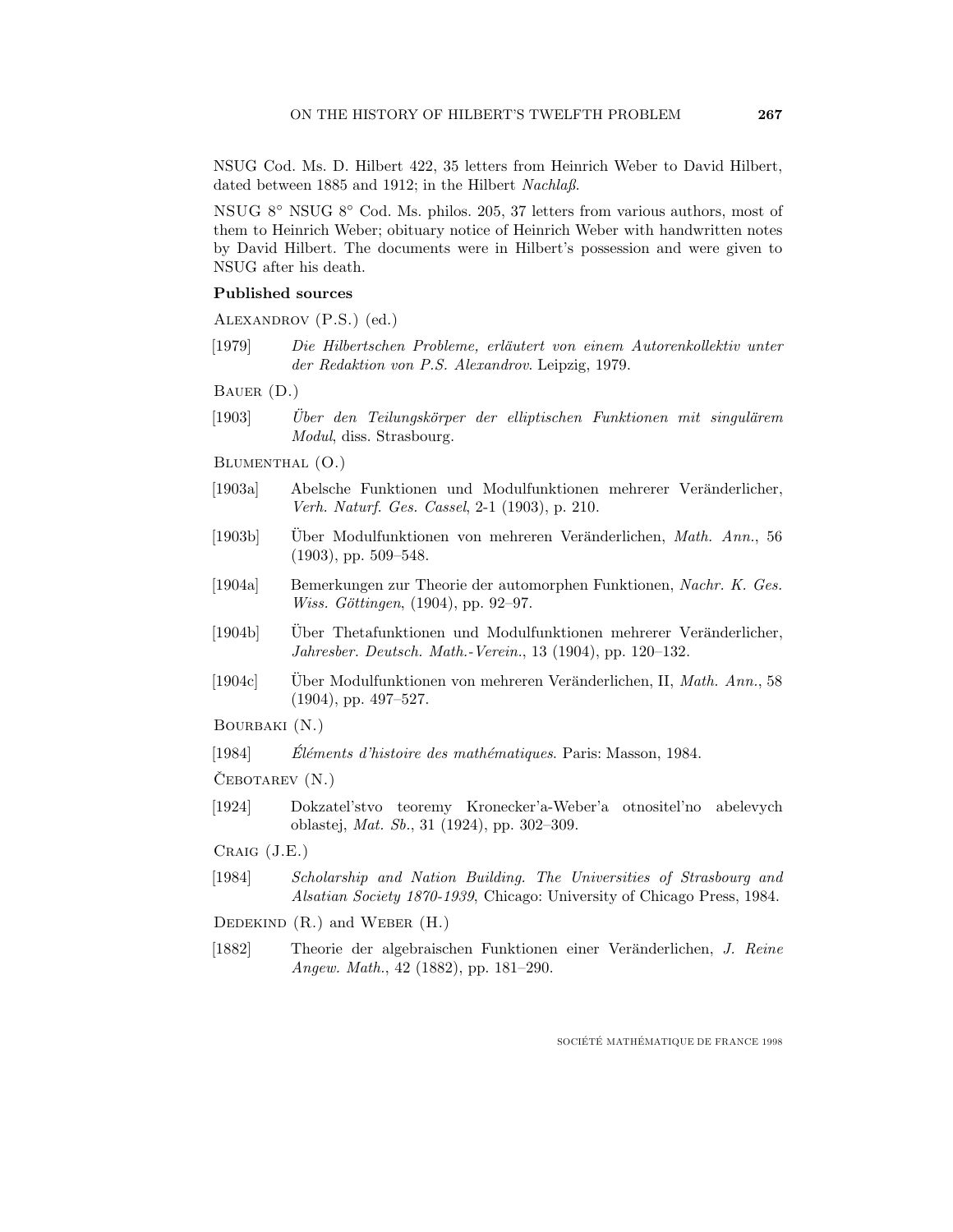NSUG Cod. Ms. D. Hilbert 422, 35 letters from Heinrich Weber to David Hilbert, dated between 1885 and 1912; in the Hilbert *Nachlaß*.

NSUG 8° NSUG 8° Cod. Ms. philos. 205, 37 letters from various authors, most of them to Heinrich Weber; obituary notice of Heinrich Weber with handwritten notes by David Hilbert. The documents were in Hilbert's possession and were given to NSUG after his death.

**Published sources**

Alexandrov (P.S.) (ed.)

[1979] *Die Hilbertschen Probleme, erläutert von einem Autorenkollektiv unter der Redaktion von P.S. Alexandrov*. Leipzig, 1979.

Bauer (D.)

[1903] *Über den Teilungskörper der elliptischen Funktionen mit singulärem Modul*, diss. Strasbourg.

Blumenthal (O.)

[1903a] Abelsche Funktionen und Modulfunktionen mehrerer Veränderlicher, *Verh. Naturf. Ges. Cassel*, 2-1 (1903), p. 210.

[1903b] Über Modulfunktionen von mehreren Veränderlichen, *Math. Ann.*, 56 (1903), pp. 509–548.

[1904a] Bemerkungen zur Theorie der automorphen Funktionen, *Nachr. K. Ges. Wiss. Göttingen*, (1904), pp. 92–97.

[1904b] Über Thetafunktionen und Modulfunktionen mehrerer Veränderlicher, *Jahresber. Deutsch. Math.-Verein.*, 13 (1904), pp. 120–132.

[1904c] Über Modulfunktionen von mehreren Veränderlichen, II, *Math. Ann.*, 58 (1904), pp. 497–527.

Bourbaki (N.)

[1984] *Éléments d'histoire des mathématiques*. Paris: Masson, 1984.

Čebotarev (N.)

[1924] Dokzatel'stvo teoremy Kronecker'a-Weber'a otnositel'no abelevych oblastej, *Mat. Sb.*, 31 (1924), pp. 302–309.

Craig (J.E.)

[1984] *Scholarship and Nation Building. The Universities of Strasbourg and Alsatian Society 1870-1939*, Chicago: University of Chicago Press, 1984.

Dedekind (R.) and Weber (H.)

[1882] Theorie der algebraischen Funktionen einer Veränderlichen, *J. Reine Angew. Math.*, 42 (1882), pp. 181–290.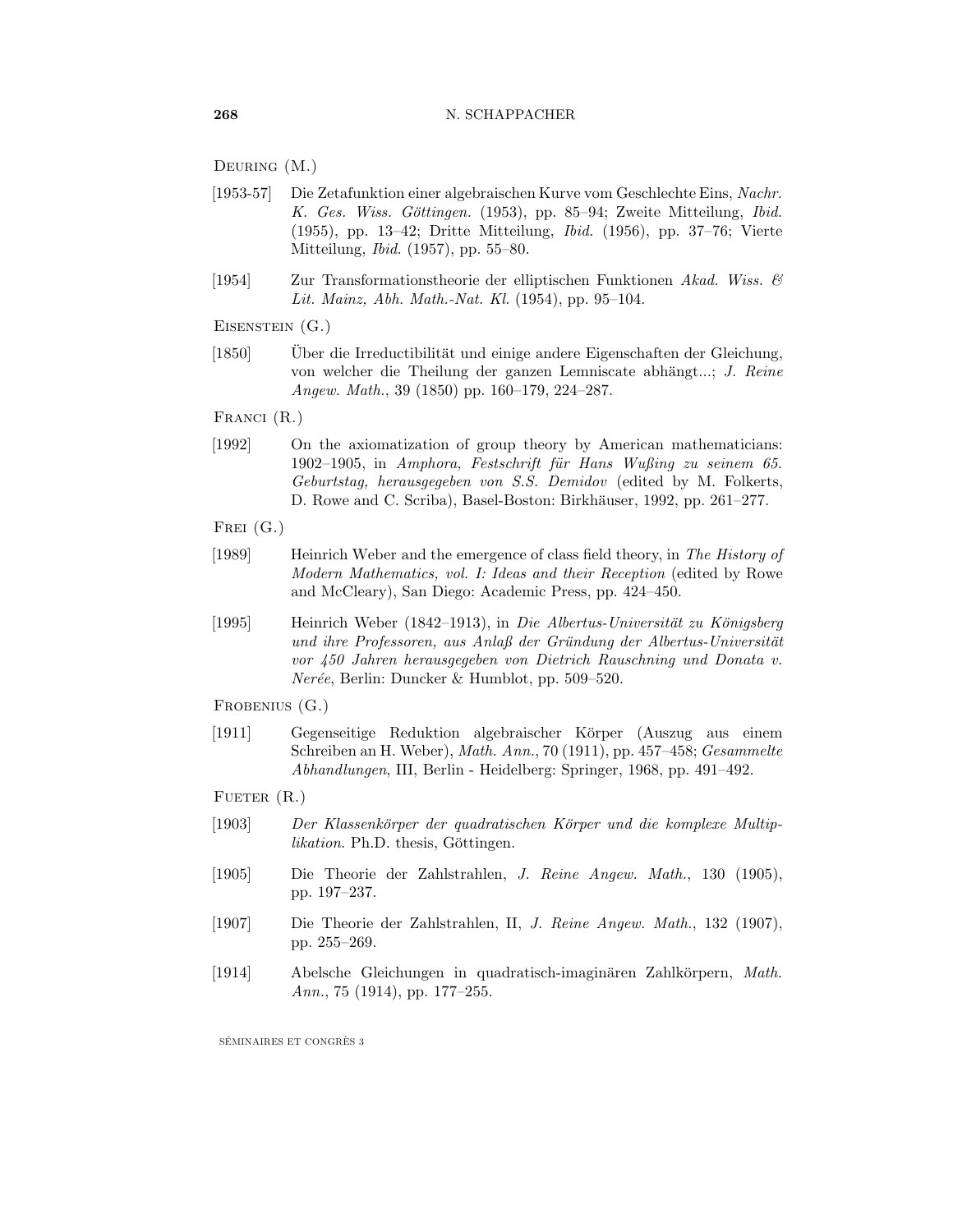Deuring (M.)

[1953-57] Die Zetafunktion einer algebraischen Kurve vom Geschlechte Eins, *Nachr. K. Ges. Wiss. Göttingen.* (1953), pp. 85–94; Zweite Mitteilung, *Ibid.* (1955), pp. 13–42; Dritte Mitteilung, *Ibid.* (1956), pp. 37–76; Vierte Mitteilung, *Ibid.* (1957), pp. 55–80.

[1954] Zur Transformationstheorie der elliptischen Funktionen *Akad. Wiss. & Lit. Mainz, Abh. Math.-Nat. Kl.* (1954), pp. 95–104.

Eisenstein (G.)

[1850] Über die Irreductibilität und einige andere Eigenschaften der Gleichung, von welcher die Theilung der ganzen Lemniscate abhängt...; *J. Reine Angew. Math.*, 39 (1850) pp. 160–179, 224–287.

Franci (R.)

[1992] On the axiomatization of group theory by American mathematicians: 1902–1905, in *Amphora, Festschrift für Hans Wußing zu seinem 65. Geburtstag, herausgegeben von S.S. Demidov* (edited by M. Folkerts, D. Rowe and C. Scriba), Basel-Boston: Birkhäuser, 1992, pp. 261–277.

Frei (G.)

[1989] Heinrich Weber and the emergence of class field theory, in *The History of Modern Mathematics, vol. I: Ideas and their Reception* (edited by Rowe and McCleary), San Diego: Academic Press, pp. 424–450.

[1995] Heinrich Weber (1842–1913), in *Die Albertus-Universität zu Königsberg und ihre Professoren, aus Anlaß der Gründung der Albertus-Universität vor 450 Jahren herausgegeben von Dietrich Rauschning und Donata v. Nerée*, Berlin: Duncker & Humblot, pp. 509–520.

Frobenius (G.)

[1911] Gegenseitige Reduktion algebraischer Körper (Auszug aus einem Schreiben an H. Weber), *Math. Ann.*, 70 (1911), pp. 457–458; *Gesammelte Abhandlungen*, III, Berlin - Heidelberg: Springer, 1968, pp. 491–492.

Fueter (R.)

[1903] *Der Klassenkörper der quadratischen Körper und die komplexe Multiplikation.* Ph.D. thesis, Göttingen.

[1905] Die Theorie der Zahlstrahlen, *J. Reine Angew. Math.*, 130 (1905), pp. 197–237.

[1907] Die Theorie der Zahlstrahlen, II, *J. Reine Angew. Math.*, 132 (1907), pp. 255–269.

[1914] Abelsche Gleichungen in quadratisch-imaginären Zahlkörpern, *Math. Ann.*, 75 (1914), pp. 177–255.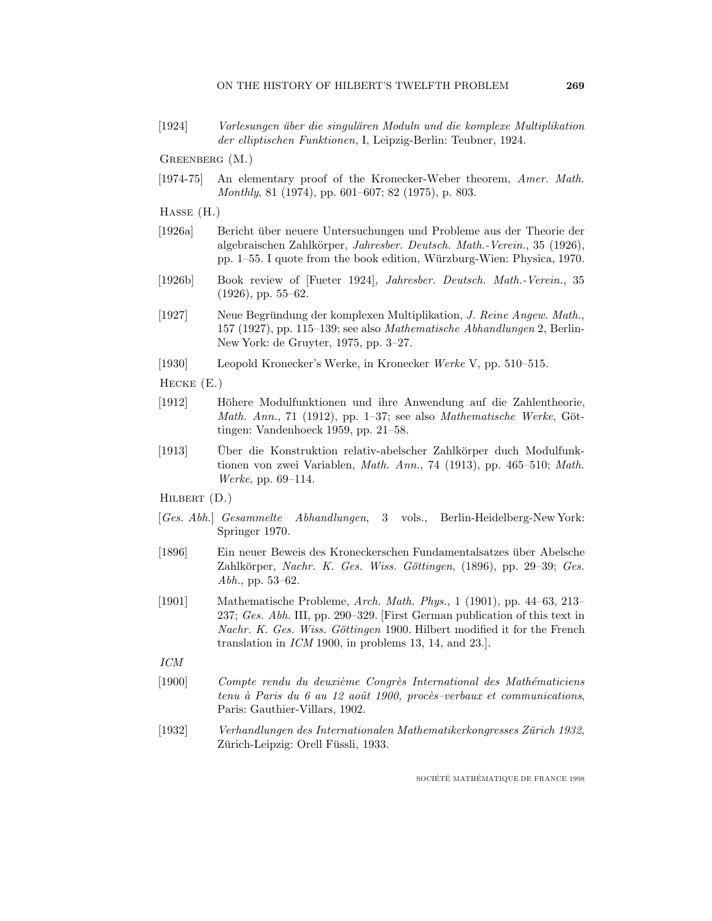[1924] *Vorlesungen über die singulären Moduln und die komplexe Multiplikation der elliptischen Funktionen,* I, Leipzig-Berlin: Teubner, 1924.

Greenberg (M.)

[1974-75] An elementary proof of the Kronecker-Weber theorem, *Amer. Math. Monthly*, 81 (1974), pp. 601–607; 82 (1975), p. 803.

Hasse (H.)

[1926a] Bericht über neuere Untersuchungen und Probleme aus der Theorie der algebraischen Zahlkörper, *Jahresber. Deutsch. Math.-Verein.*, 35 (1926), pp. 1–55. I quote from the book edition, Würzburg-Wien: Physica, 1970.

[1926b] Book review of [Fueter 1924], *Jahresber. Deutsch. Math.-Verein.*, 35 (1926), pp. 55–62.

[1927] Neue Begründung der komplexen Multiplikation, *J. Reine Angew. Math.*, 157 (1927), pp. 115–139; see also *Mathematische Abhandlungen* 2, Berlin-New York: de Gruyter, 1975, pp. 3–27.

[1930] Leopold Kronecker's Werke, in Kronecker *Werke* V, pp. 510–515.

Hecke (E.)

[1912] Höhere Modulfunktionen und ihre Anwendung auf die Zahlentheorie, *Math. Ann.*, 71 (1912), pp. 1–37; see also *Mathematische Werke*, Göttingen: Vandenhoeck 1959, pp. 21–58.

[1913] Über die Konstruktion relativ-abelscher Zahlkörper duch Modulfunktionen von zwei Variablen, *Math. Ann.*, 74 (1913), pp. 465–510; *Math. Werke*, pp. 69–114.

Hilbert (D.)

[*Ges. Abh.*] *Gesammelte Abhandlungen*, 3 vols., Berlin-Heidelberg-New York: Springer 1970.

[1896] Ein neuer Beweis des Kroneckerschen Fundamentalsatzes über Abelsche Zahlkörper, *Nachr. K. Ges. Wiss. Göttingen*, (1896), pp. 29–39; *Ges. Abh.*, pp. 53–62.

[1901] Mathematische Probleme, *Arch. Math. Phys.*, 1 (1901), pp. 44–63, 213–237; *Ges. Abh.* III, pp. 290–329. [First German publication of this text in *Nachr. K. Ges. Wiss. Göttingen* 1900. Hilbert modified it for the French translation in *ICM* 1900, in problems 13, 14, and 23.].

*ICM*

[1900] *Compte rendu du deuxième Congrès International des Mathématiciens tenu à Paris du 6 au 12 août 1900, procès–verbaux et communications*, Paris: Gauthier-Villars, 1902.

[1932] *Verhandlungen des Internationalen Mathematikerkongresses Zürich 1932*, Zürich-Leipzig: Orell Füssli, 1933.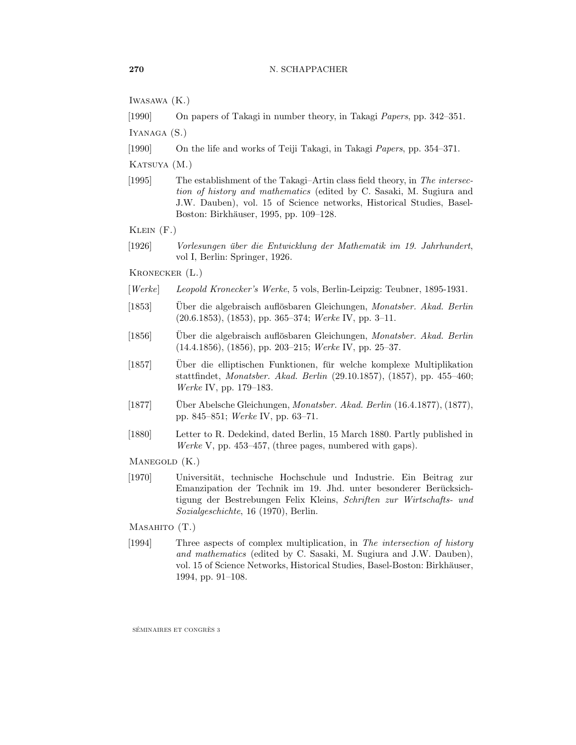Iwasawa (K.)

[1990] On papers of Takagi in number theory, in Takagi *Papers*, pp. 342–351.

Iyanaga (S.)

[1990] On the life and works of Teiji Takagi, in Takagi *Papers*, pp. 354–371.

Katsuya (M.)

[1995] The establishment of the Takagi–Artin class field theory, in *The intersection of history and mathematics* (edited by C. Sasaki, M. Sugiura and J.W. Dauben), vol. 15 of Science networks, Historical Studies, Basel-Boston: Birkhäuser, 1995, pp. 109–128.

Klein (F.)

[1926] *Vorlesungen über die Entwicklung der Mathematik im 19. Jahrhundert*, vol I, Berlin: Springer, 1926.

Kronecker (L.)

[*Werke*] *Leopold Kronecker's Werke*, 5 vols, Berlin-Leipzig: Teubner, 1895-1931.

[1853] Über die algebraisch auflösbaren Gleichungen, *Monatsber. Akad. Berlin* (20.6.1853), (1853), pp. 365–374; *Werke* IV, pp. 3–11.

[1856] Über die algebraisch auflösbaren Gleichungen, *Monatsber. Akad. Berlin* (14.4.1856), (1856), pp. 203–215; *Werke* IV, pp. 25–37.

[1857] Über die elliptischen Funktionen, für welche komplexe Multiplikation stattfindet, *Monatsber. Akad. Berlin* (29.10.1857), (1857), pp. 455–460; *Werke* IV, pp. 179–183.

[1877] Über Abelsche Gleichungen, *Monatsber. Akad. Berlin* (16.4.1877), (1877), pp. 845–851; *Werke* IV, pp. 63–71.

[1880] Letter to R. Dedekind, dated Berlin, 15 March 1880. Partly published in *Werke* V, pp. 453–457, (three pages, numbered with gaps).

Manegold (K.)

[1970] Universität, technische Hochschule und Industrie. Ein Beitrag zur Emanzipation der Technik im 19. Jhd. unter besonderer Berücksichtigung der Bestrebungen Felix Kleins, *Schriften zur Wirtschafts- und Sozialgeschichte*, 16 (1970), Berlin.

Masahito (T.)

[1994] Three aspects of complex multiplication, in *The intersection of history and mathematics* (edited by C. Sasaki, M. Sugiura and J.W. Dauben), vol. 15 of Science Networks, Historical Studies, Basel-Boston: Birkhäuser, 1994, pp. 91–108.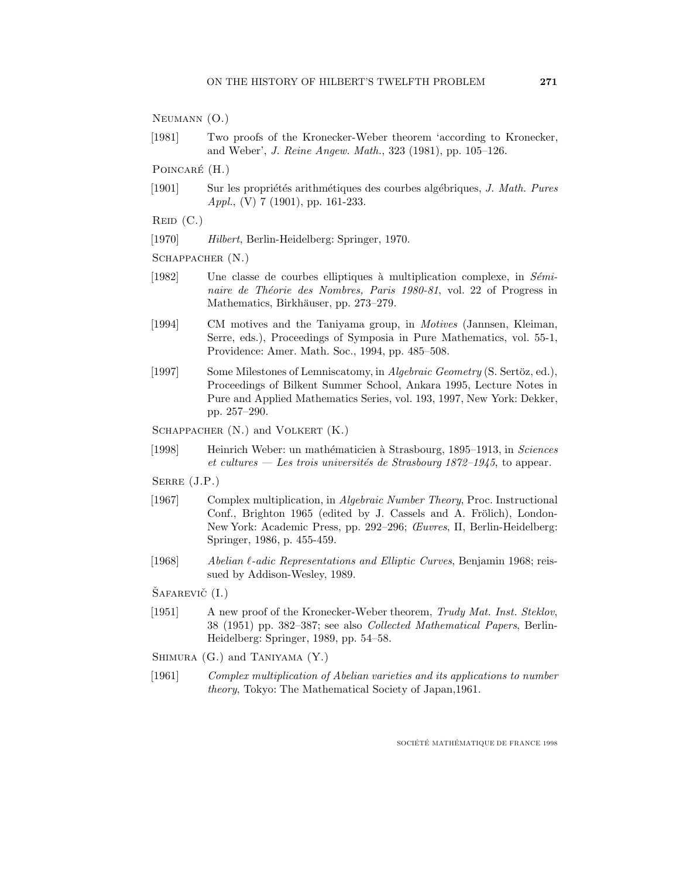Neumann (O.)

[1981] Two proofs of the Kronecker-Weber theorem 'according to Kronecker, and Weber', *J. Reine Angew. Math.*, 323 (1981), pp. 105–126.

Poincaré (H.)

[1901] Sur les propriétés arithmétiques des courbes algébriques, *J. Math. Pures Appl.*, (V) 7 (1901), pp. 161-233.

Reid (C.)

[1970] *Hilbert*, Berlin-Heidelberg: Springer, 1970.

Schappacher (N.)

[1982] Une classe de courbes elliptiques à multiplication complexe, in *Séminaire de Théorie des Nombres, Paris 1980-81*, vol. 22 of Progress in Mathematics, Birkhäuser, pp. 273–279.

[1994] CM motives and the Taniyama group, in *Motives* (Jannsen, Kleiman, Serre, eds.), Proceedings of Symposia in Pure Mathematics, vol. 55-1, Providence: Amer. Math. Soc., 1994, pp. 485–508.

[1997] Some Milestones of Lemniscatomy, in *Algebraic Geometry* (S. Sertöz, ed.), Proceedings of Bilkent Summer School, Ankara 1995, Lecture Notes in Pure and Applied Mathematics Series, vol. 193, 1997, New York: Dekker, pp. 257–290.

Schappacher (N.) and Volkert (K.)

[1998] Heinrich Weber: un mathématicien à Strasbourg, 1895–1913, in *Sciences et cultures — Les trois universités de Strasbourg 1872–1945*, to appear.

Serre (J.P.)

[1967] Complex multiplication, in *Algebraic Number Theory*, Proc. Instructional Conf., Brighton 1965 (edited by J. Cassels and A. Frölich), London-New York: Academic Press, pp. 292–296; *Œuvres*, II, Berlin-Heidelberg: Springer, 1986, p. 455-459.

[1968] *Abelian $\ell$-adic Representations and Elliptic Curves*, Benjamin 1968; reissued by Addison-Wesley, 1989.

Šafarevič (I.)

[1951] A new proof of the Kronecker-Weber theorem, *Trudy Mat. Inst. Steklov*, 38 (1951) pp. 382–387; see also *Collected Mathematical Papers*, Berlin-Heidelberg: Springer, 1989, pp. 54–58.

Shimura (G.) and Taniyama (Y.)

[1961] *Complex multiplication of Abelian varieties and its applications to number theory*, Tokyo: The Mathematical Society of Japan,1961.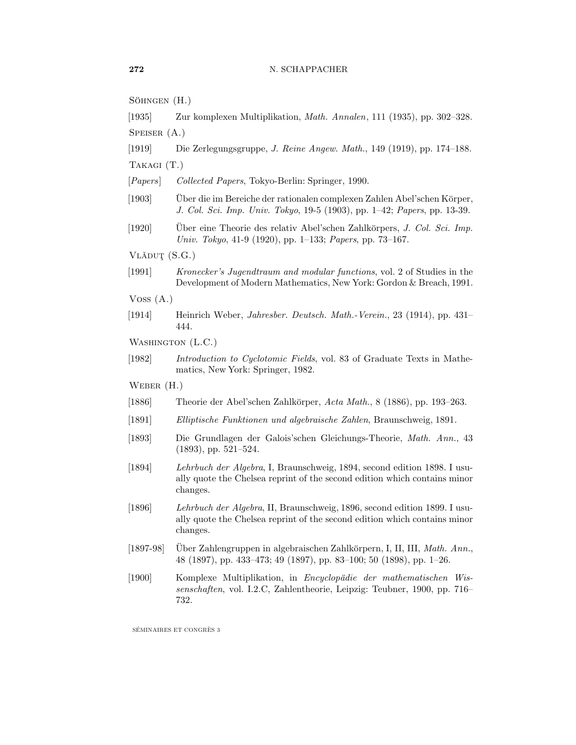Söhngen (H.)

[1935] Zur komplexen Multiplikation, *Math. Annalen*, 111 (1935), pp. 302–328.

Speiser (A.)

[1919] Die Zerlegungsgruppe, *J. Reine Angew. Math.*, 149 (1919), pp. 174–188.

Takagi (T.)

[*Papers*] *Collected Papers*, Tokyo-Berlin: Springer, 1990.

[1903] Über die im Bereiche der rationalen complexen Zahlen Abel'schen Körper, *J. Col. Sci. Imp. Univ. Tokyo*, 19-5 (1903), pp. 1–42; *Papers*, pp. 13-39.

[1920] Über eine Theorie des relativ Abel'schen Zahlkörpers, *J. Col. Sci. Imp. Univ. Tokyo*, 41-9 (1920), pp. 1–133; *Papers*, pp. 73–167.

Vlăduţ (S.G.)

[1991] *Kronecker's Jugendtraum and modular functions*, vol. 2 of Studies in the Development of Modern Mathematics, New York: Gordon & Breach, 1991.

Voss (A.)

[1914] Heinrich Weber, *Jahresber. Deutsch. Math.-Verein.*, 23 (1914), pp. 431–444.

Washington (L.C.)

[1982] *Introduction to Cyclotomic Fields*, vol. 83 of Graduate Texts in Mathematics, New York: Springer, 1982.

Weber (H.)

[1886] Theorie der Abel'schen Zahlkörper, *Acta Math.*, 8 (1886), pp. 193–263.

[1891] *Elliptische Funktionen und algebraische Zahlen*, Braunschweig, 1891.

[1893] Die Grundlagen der Galois'schen Gleichungs-Theorie, *Math. Ann.*, 43 (1893), pp. 521–524.

[1894] *Lehrbuch der Algebra*, I, Braunschweig, 1894, second edition 1898. I usually quote the Chelsea reprint of the second edition which contains minor changes.

[1896] *Lehrbuch der Algebra*, II, Braunschweig, 1896, second edition 1899. I usually quote the Chelsea reprint of the second edition which contains minor changes.

[1897-98] Über Zahlengruppen in algebraischen Zahlkörpern, I, II, III, *Math. Ann.*, 48 (1897), pp. 433–473; 49 (1897), pp. 83–100; 50 (1898), pp. 1–26.

[1900] Komplexe Multiplikation, in *Encyclopädie der mathematischen Wissenschaften*, vol. I.2.C, Zahlentheorie, Leipzig: Teubner, 1900, pp. 716–732.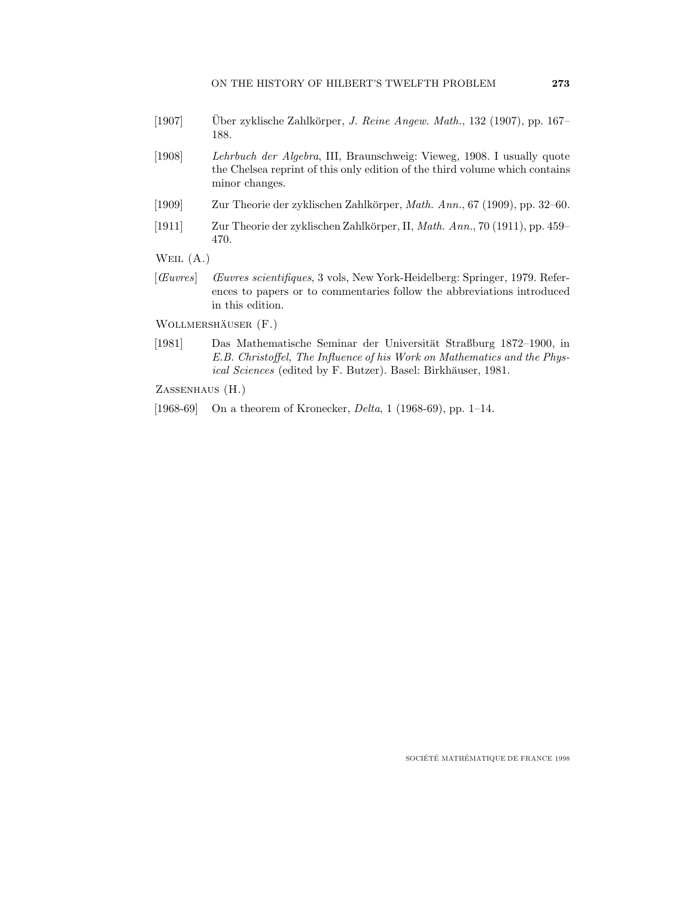[1907] Über zyklische Zahlkörper, *J. Reine Angew. Math.*, 132 (1907), pp. 167–188.

[1908] *Lehrbuch der Algebra*, III, Braunschweig: Vieweg, 1908. I usually quote the Chelsea reprint of this only edition of the third volume which contains minor changes.

[1909] Zur Theorie der zyklischen Zahlkörper, *Math. Ann.*, 67 (1909), pp. 32–60.

[1911] Zur Theorie der zyklischen Zahlkörper, II, *Math. Ann.*, 70 (1911), pp. 459–470.

Weil (A.)

[*Œuvres*] *Œuvres scientifiques*, 3 vols, New York-Heidelberg: Springer, 1979. References to papers or to commentaries follow the abbreviations introduced in this edition.

Wollmershäuser (F.)

[1981] Das Mathematische Seminar der Universität Straßburg 1872–1900, in *E.B. Christoffel, The Influence of his Work on Mathematics and the Physical Sciences* (edited by F. Butzer). Basel: Birkhäuser, 1981.

Zassenhaus (H.)

[1968-69] On a theorem of Kronecker, *Delta*, 1 (1968-69), pp. 1–14.